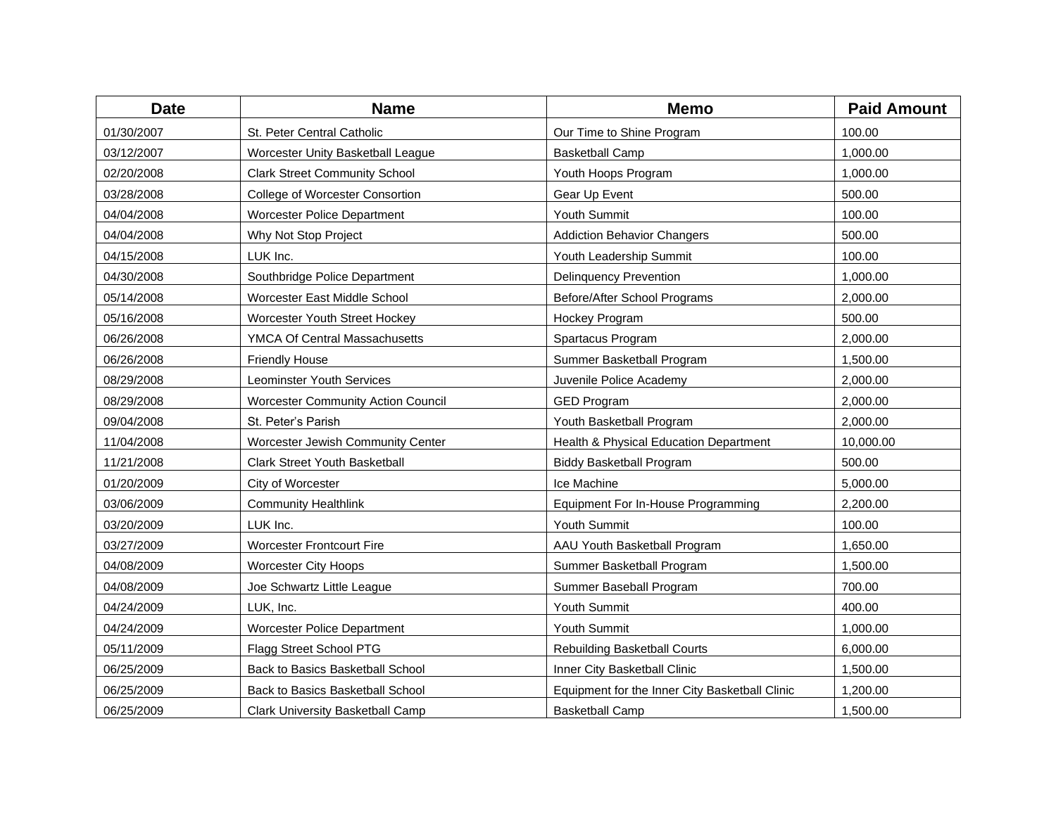| Date | Name | Memo | Paid Amount |
|---|---|---|---|
| 01/30/2007 | St. Peter Central Catholic | Our Time to Shine Program | 100.00 |
| 03/12/2007 | Worcester Unity Basketball League | Basketball Camp | 1,000.00 |
| 02/20/2008 | Clark Street Community School | Youth Hoops Program | 1,000.00 |
| 03/28/2008 | College of Worcester Consortion | Gear Up Event | 500.00 |
| 04/04/2008 | Worcester Police Department | Youth Summit | 100.00 |
| 04/04/2008 | Why Not Stop Project | Addiction Behavior Changers | 500.00 |
| 04/15/2008 | LUK Inc. | Youth Leadership Summit | 100.00 |
| 04/30/2008 | Southbridge Police Department | Delinquency Prevention | 1,000.00 |
| 05/14/2008 | Worcester East Middle School | Before/After School Programs | 2,000.00 |
| 05/16/2008 | Worcester Youth Street Hockey | Hockey Program | 500.00 |
| 06/26/2008 | YMCA Of Central Massachusetts | Spartacus Program | 2,000.00 |
| 06/26/2008 | Friendly House | Summer Basketball Program | 1,500.00 |
| 08/29/2008 | Leominster Youth Services | Juvenile Police Academy | 2,000.00 |
| 08/29/2008 | Worcester Community Action Council | GED Program | 2,000.00 |
| 09/04/2008 | St. Peter's Parish | Youth Basketball Program | 2,000.00 |
| 11/04/2008 | Worcester Jewish Community Center | Health & Physical Education Department | 10,000.00 |
| 11/21/2008 | Clark Street Youth Basketball | Biddy Basketball Program | 500.00 |
| 01/20/2009 | City of Worcester | Ice Machine | 5,000.00 |
| 03/06/2009 | Community Healthlink | Equipment For In-House Programming | 2,200.00 |
| 03/20/2009 | LUK Inc. | Youth Summit | 100.00 |
| 03/27/2009 | Worcester Frontcourt Fire | AAU Youth Basketball Program | 1,650.00 |
| 04/08/2009 | Worcester City Hoops | Summer Basketball Program | 1,500.00 |
| 04/08/2009 | Joe Schwartz Little League | Summer Baseball Program | 700.00 |
| 04/24/2009 | LUK, Inc. | Youth Summit | 400.00 |
| 04/24/2009 | Worcester Police Department | Youth Summit | 1,000.00 |
| 05/11/2009 | Flagg Street School PTG | Rebuilding Basketball Courts | 6,000.00 |
| 06/25/2009 | Back to Basics Basketball School | Inner City Basketball Clinic | 1,500.00 |
| 06/25/2009 | Back to Basics Basketball School | Equipment for the Inner City Basketball Clinic | 1,200.00 |
| 06/25/2009 | Clark University Basketball Camp | Basketball Camp | 1,500.00 |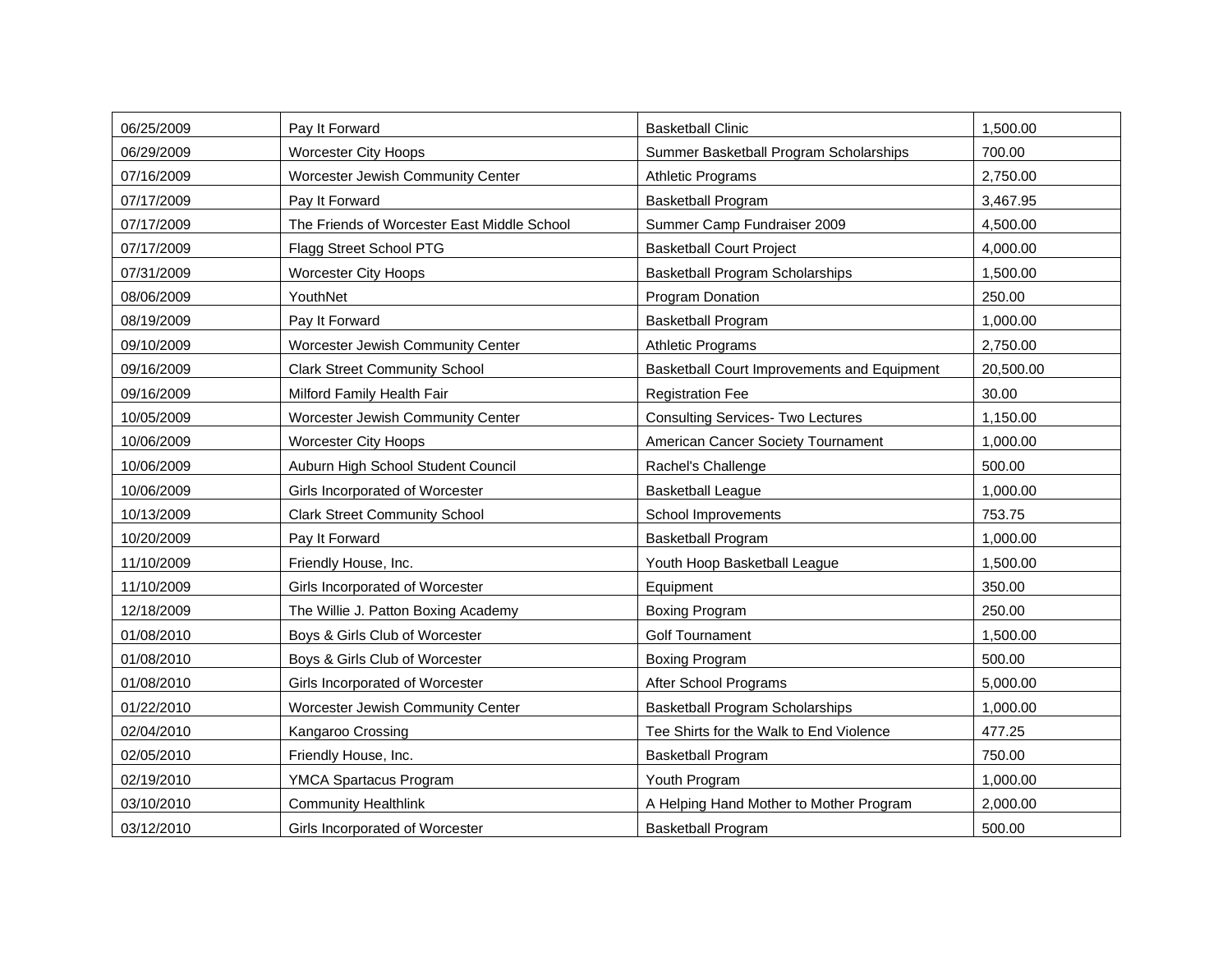| 06/25/2009 | Pay It Forward | Basketball Clinic | 1,500.00 |
|---|---|---|---|
| 06/29/2009 | Worcester City Hoops | Summer Basketball Program Scholarships | 700.00 |
| 07/16/2009 | Worcester Jewish Community Center | Athletic Programs | 2,750.00 |
| 07/17/2009 | Pay It Forward | Basketball Program | 3,467.95 |
| 07/17/2009 | The Friends of Worcester East Middle School | Summer Camp Fundraiser 2009 | 4,500.00 |
| 07/17/2009 | Flagg Street School PTG | Basketball Court Project | 4,000.00 |
| 07/31/2009 | Worcester City Hoops | Basketball Program Scholarships | 1,500.00 |
| 08/06/2009 | YouthNet | Program Donation | 250.00 |
| 08/19/2009 | Pay It Forward | Basketball Program | 1,000.00 |
| 09/10/2009 | Worcester Jewish Community Center | Athletic Programs | 2,750.00 |
| 09/16/2009 | Clark Street Community School | Basketball Court Improvements and Equipment | 20,500.00 |
| 09/16/2009 | Milford Family Health Fair | Registration Fee | 30.00 |
| 10/05/2009 | Worcester Jewish Community Center | Consulting Services- Two Lectures | 1,150.00 |
| 10/06/2009 | Worcester City Hoops | American Cancer Society Tournament | 1,000.00 |
| 10/06/2009 | Auburn High School Student Council | Rachel's Challenge | 500.00 |
| 10/06/2009 | Girls Incorporated of Worcester | Basketball League | 1,000.00 |
| 10/13/2009 | Clark Street Community School | School Improvements | 753.75 |
| 10/20/2009 | Pay It Forward | Basketball Program | 1,000.00 |
| 11/10/2009 | Friendly House, Inc. | Youth Hoop Basketball League | 1,500.00 |
| 11/10/2009 | Girls Incorporated of Worcester | Equipment | 350.00 |
| 12/18/2009 | The Willie J. Patton Boxing Academy | Boxing Program | 250.00 |
| 01/08/2010 | Boys & Girls Club of Worcester | Golf Tournament | 1,500.00 |
| 01/08/2010 | Boys & Girls Club of Worcester | Boxing Program | 500.00 |
| 01/08/2010 | Girls Incorporated of Worcester | After School Programs | 5,000.00 |
| 01/22/2010 | Worcester Jewish Community Center | Basketball Program Scholarships | 1,000.00 |
| 02/04/2010 | Kangaroo Crossing | Tee Shirts for the Walk to End Violence | 477.25 |
| 02/05/2010 | Friendly House, Inc. | Basketball Program | 750.00 |
| 02/19/2010 | YMCA Spartacus Program | Youth Program | 1,000.00 |
| 03/10/2010 | Community Healthlink | A Helping Hand Mother to Mother Program | 2,000.00 |
| 03/12/2010 | Girls Incorporated of Worcester | Basketball Program | 500.00 |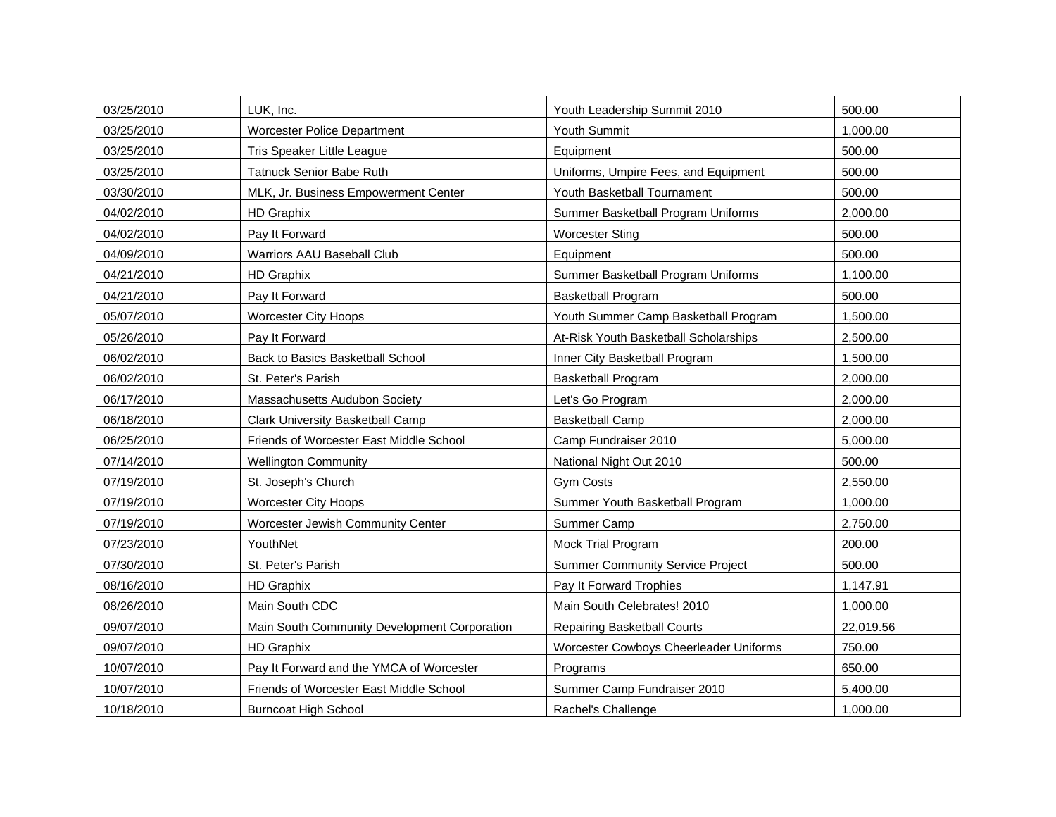| | | | |
|---|---|---|---|
| 03/25/2010 | LUK, Inc. | Youth Leadership Summit 2010 | 500.00 |
| 03/25/2010 | Worcester Police Department | Youth Summit | 1,000.00 |
| 03/25/2010 | Tris Speaker Little League | Equipment | 500.00 |
| 03/25/2010 | Tatnuck Senior Babe Ruth | Uniforms, Umpire Fees, and Equipment | 500.00 |
| 03/30/2010 | MLK, Jr. Business Empowerment Center | Youth Basketball Tournament | 500.00 |
| 04/02/2010 | HD Graphix | Summer Basketball Program Uniforms | 2,000.00 |
| 04/02/2010 | Pay It Forward | Worcester Sting | 500.00 |
| 04/09/2010 | Warriors AAU Baseball Club | Equipment | 500.00 |
| 04/21/2010 | HD Graphix | Summer Basketball Program Uniforms | 1,100.00 |
| 04/21/2010 | Pay It Forward | Basketball Program | 500.00 |
| 05/07/2010 | Worcester City Hoops | Youth Summer Camp Basketball Program | 1,500.00 |
| 05/26/2010 | Pay It Forward | At-Risk Youth Basketball Scholarships | 2,500.00 |
| 06/02/2010 | Back to Basics Basketball School | Inner City Basketball Program | 1,500.00 |
| 06/02/2010 | St. Peter's Parish | Basketball Program | 2,000.00 |
| 06/17/2010 | Massachusetts Audubon Society | Let's Go Program | 2,000.00 |
| 06/18/2010 | Clark University Basketball Camp | Basketball Camp | 2,000.00 |
| 06/25/2010 | Friends of Worcester East Middle School | Camp Fundraiser 2010 | 5,000.00 |
| 07/14/2010 | Wellington Community | National Night Out 2010 | 500.00 |
| 07/19/2010 | St. Joseph's Church | Gym Costs | 2,550.00 |
| 07/19/2010 | Worcester City Hoops | Summer Youth Basketball Program | 1,000.00 |
| 07/19/2010 | Worcester Jewish Community Center | Summer Camp | 2,750.00 |
| 07/23/2010 | YouthNet | Mock Trial Program | 200.00 |
| 07/30/2010 | St. Peter's Parish | Summer Community Service Project | 500.00 |
| 08/16/2010 | HD Graphix | Pay It Forward Trophies | 1,147.91 |
| 08/26/2010 | Main South CDC | Main South Celebrates! 2010 | 1,000.00 |
| 09/07/2010 | Main South Community Development Corporation | Repairing Basketball Courts | 22,019.56 |
| 09/07/2010 | HD Graphix | Worcester Cowboys Cheerleader Uniforms | 750.00 |
| 10/07/2010 | Pay It Forward and the YMCA of Worcester | Programs | 650.00 |
| 10/07/2010 | Friends of Worcester East Middle School | Summer Camp Fundraiser 2010 | 5,400.00 |
| 10/18/2010 | Burncoat High School | Rachel's Challenge | 1,000.00 |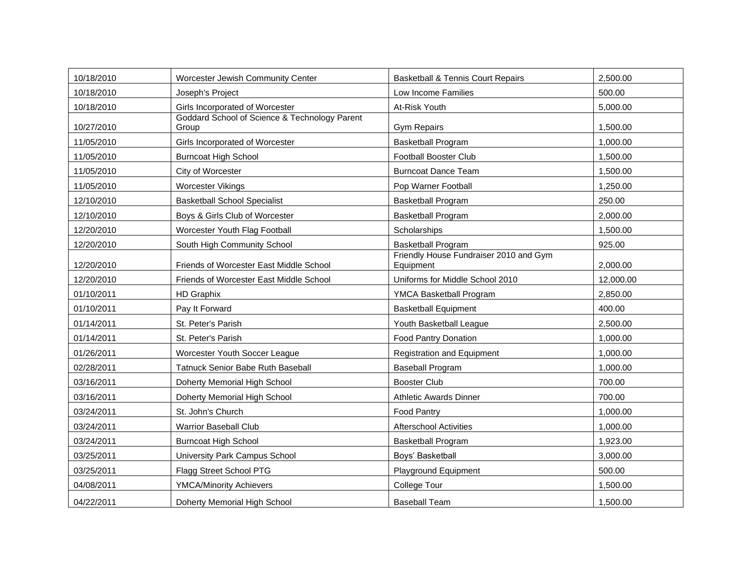| | | | |
|---|---|---|---|
| 10/18/2010 | Worcester Jewish Community Center | Basketball & Tennis Court Repairs | 2,500.00 |
| 10/18/2010 | Joseph's Project | Low Income Families | 500.00 |
| 10/18/2010 | Girls Incorporated of Worcester | At-Risk Youth | 5,000.00 |
| 10/27/2010 | Goddard School of Science & Technology Parent Group | Gym Repairs | 1,500.00 |
| 11/05/2010 | Girls Incorporated of Worcester | Basketball Program | 1,000.00 |
| 11/05/2010 | Burncoat High School | Football Booster Club | 1,500.00 |
| 11/05/2010 | City of Worcester | Burncoat Dance Team | 1,500.00 |
| 11/05/2010 | Worcester Vikings | Pop Warner Football | 1,250.00 |
| 12/10/2010 | Basketball School Specialist | Basketball Program | 250.00 |
| 12/10/2010 | Boys & Girls Club of Worcester | Basketball Program | 2,000.00 |
| 12/20/2010 | Worcester Youth Flag Football | Scholarships | 1,500.00 |
| 12/20/2010 | South High Community School | Basketball Program | 925.00 |
| 12/20/2010 | Friends of Worcester East Middle School | Friendly House Fundraiser 2010 and Gym Equipment | 2,000.00 |
| 12/20/2010 | Friends of Worcester East Middle School | Uniforms for Middle School 2010 | 12,000.00 |
| 01/10/2011 | HD Graphix | YMCA Basketball Program | 2,850.00 |
| 01/10/2011 | Pay It Forward | Basketball Equipment | 400.00 |
| 01/14/2011 | St. Peter's Parish | Youth Basketball League | 2,500.00 |
| 01/14/2011 | St. Peter's Parish | Food Pantry Donation | 1,000.00 |
| 01/26/2011 | Worcester Youth Soccer League | Registration and Equipment | 1,000.00 |
| 02/28/2011 | Tatnuck Senior Babe Ruth Baseball | Baseball Program | 1,000.00 |
| 03/16/2011 | Doherty Memorial High School | Booster Club | 700.00 |
| 03/16/2011 | Doherty Memorial High School | Athletic Awards Dinner | 700.00 |
| 03/24/2011 | St. John's Church | Food Pantry | 1,000.00 |
| 03/24/2011 | Warrior Baseball Club | Afterschool Activities | 1,000.00 |
| 03/24/2011 | Burncoat High School | Basketball Program | 1,923.00 |
| 03/25/2011 | University Park Campus School | Boys' Basketball | 3,000.00 |
| 03/25/2011 | Flagg Street School PTG | Playground Equipment | 500.00 |
| 04/08/2011 | YMCA/Minority Achievers | College Tour | 1,500.00 |
| 04/22/2011 | Doherty Memorial High School | Baseball Team | 1,500.00 |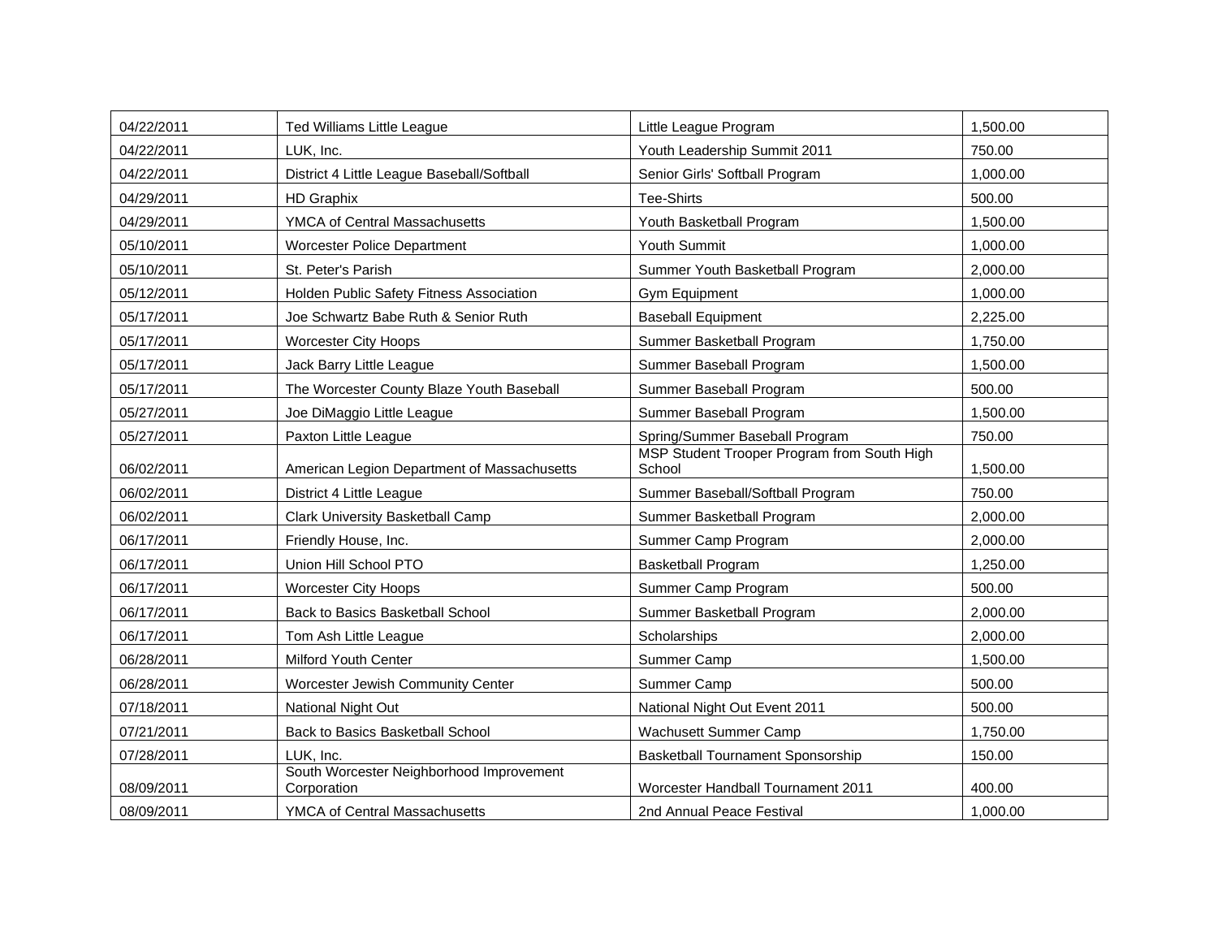| 04/22/2011 | Ted Williams Little League | Little League Program | 1,500.00 |
|---|---|---|---|
| 04/22/2011 | LUK, Inc. | Youth Leadership Summit 2011 | 750.00 |
| 04/22/2011 | District 4 Little League Baseball/Softball | Senior Girls' Softball Program | 1,000.00 |
| 04/29/2011 | HD Graphix | Tee-Shirts | 500.00 |
| 04/29/2011 | YMCA of Central Massachusetts | Youth Basketball Program | 1,500.00 |
| 05/10/2011 | Worcester Police Department | Youth Summit | 1,000.00 |
| 05/10/2011 | St. Peter's Parish | Summer Youth Basketball Program | 2,000.00 |
| 05/12/2011 | Holden Public Safety Fitness Association | Gym Equipment | 1,000.00 |
| 05/17/2011 | Joe Schwartz Babe Ruth & Senior Ruth | Baseball Equipment | 2,225.00 |
| 05/17/2011 | Worcester City Hoops | Summer Basketball Program | 1,750.00 |
| 05/17/2011 | Jack Barry Little League | Summer Baseball Program | 1,500.00 |
| 05/17/2011 | The Worcester County Blaze Youth Baseball | Summer Baseball Program | 500.00 |
| 05/27/2011 | Joe DiMaggio Little League | Summer Baseball Program | 1,500.00 |
| 05/27/2011 | Paxton Little League | Spring/Summer Baseball Program | 750.00 |
| 06/02/2011 | American Legion Department of Massachusetts | MSP Student Trooper Program from South High School | 1,500.00 |
| 06/02/2011 | District 4 Little League | Summer Baseball/Softball Program | 750.00 |
| 06/02/2011 | Clark University Basketball Camp | Summer Basketball Program | 2,000.00 |
| 06/17/2011 | Friendly House, Inc. | Summer Camp Program | 2,000.00 |
| 06/17/2011 | Union Hill School PTO | Basketball Program | 1,250.00 |
| 06/17/2011 | Worcester City Hoops | Summer Camp Program | 500.00 |
| 06/17/2011 | Back to Basics Basketball School | Summer Basketball Program | 2,000.00 |
| 06/17/2011 | Tom Ash Little League | Scholarships | 2,000.00 |
| 06/28/2011 | Milford Youth Center | Summer Camp | 1,500.00 |
| 06/28/2011 | Worcester Jewish Community Center | Summer Camp | 500.00 |
| 07/18/2011 | National Night Out | National Night Out Event 2011 | 500.00 |
| 07/21/2011 | Back to Basics Basketball School | Wachusett Summer Camp | 1,750.00 |
| 07/28/2011 | LUK, Inc. | Basketball Tournament Sponsorship | 150.00 |
| 08/09/2011 | South Worcester Neighborhood Improvement Corporation | Worcester Handball Tournament 2011 | 400.00 |
| 08/09/2011 | YMCA of Central Massachusetts | 2nd Annual Peace Festival | 1,000.00 |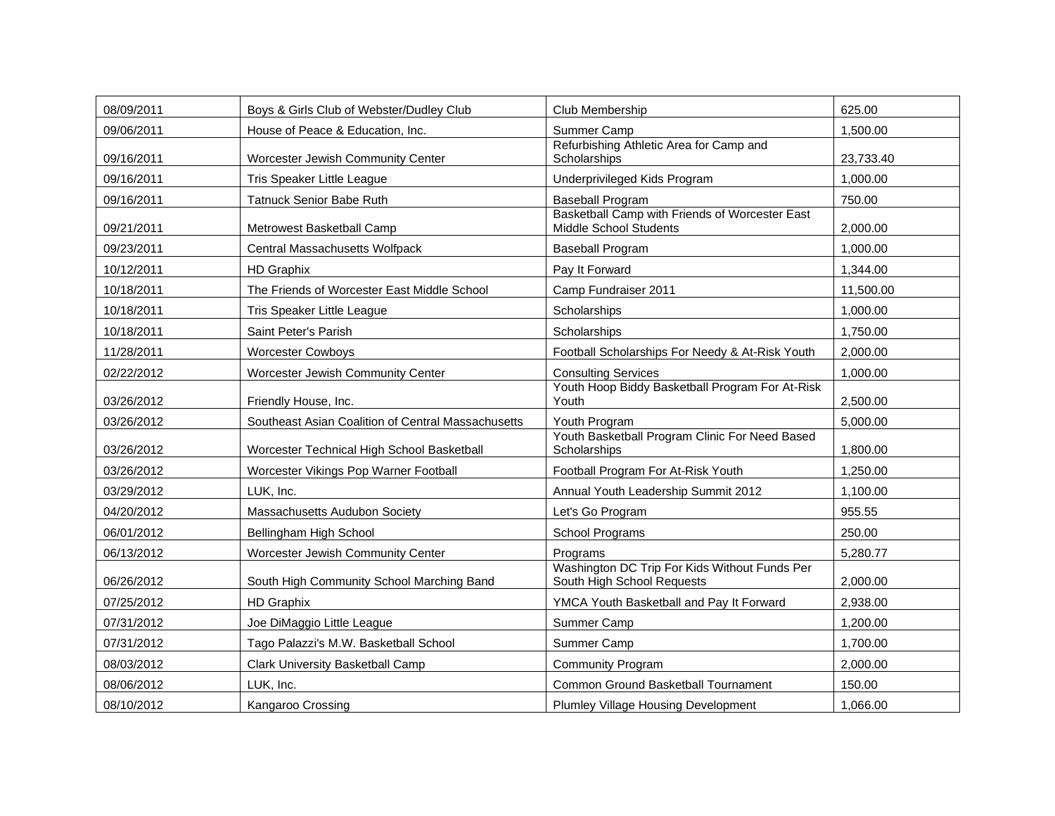| | | | |
|---|---|---|---|
| 08/09/2011 | Boys & Girls Club of Webster/Dudley Club | Club Membership | 625.00 |
| 09/06/2011 | House of Peace & Education, Inc. | Summer Camp | 1,500.00 |
| 09/16/2011 | Worcester Jewish Community Center | Refurbishing Athletic Area for Camp and Scholarships | 23,733.40 |
| 09/16/2011 | Tris Speaker Little League | Underprivileged Kids Program | 1,000.00 |
| 09/16/2011 | Tatnuck Senior Babe Ruth | Baseball Program | 750.00 |
| 09/21/2011 | Metrowest Basketball Camp | Basketball Camp with Friends of Worcester East Middle School Students | 2,000.00 |
| 09/23/2011 | Central Massachusetts Wolfpack | Baseball Program | 1,000.00 |
| 10/12/2011 | HD Graphix | Pay It Forward | 1,344.00 |
| 10/18/2011 | The Friends of Worcester East Middle School | Camp Fundraiser 2011 | 11,500.00 |
| 10/18/2011 | Tris Speaker Little League | Scholarships | 1,000.00 |
| 10/18/2011 | Saint Peter's Parish | Scholarships | 1,750.00 |
| 11/28/2011 | Worcester Cowboys | Football Scholarships For Needy & At-Risk Youth | 2,000.00 |
| 02/22/2012 | Worcester Jewish Community Center | Consulting Services | 1,000.00 |
| 03/26/2012 | Friendly House, Inc. | Youth Hoop Biddy Basketball Program For At-Risk Youth | 2,500.00 |
| 03/26/2012 | Southeast Asian Coalition of Central Massachusetts | Youth Program | 5,000.00 |
| 03/26/2012 | Worcester Technical High School Basketball | Youth Basketball Program Clinic For Need Based Scholarships | 1,800.00 |
| 03/26/2012 | Worcester Vikings Pop Warner Football | Football Program For At-Risk Youth | 1,250.00 |
| 03/29/2012 | LUK, Inc. | Annual Youth Leadership Summit 2012 | 1,100.00 |
| 04/20/2012 | Massachusetts Audubon Society | Let's Go Program | 955.55 |
| 06/01/2012 | Bellingham High School | School Programs | 250.00 |
| 06/13/2012 | Worcester Jewish Community Center | Programs | 5,280.77 |
| 06/26/2012 | South High Community School Marching Band | Washington DC Trip For Kids Without Funds Per South High School Requests | 2,000.00 |
| 07/25/2012 | HD Graphix | YMCA Youth Basketball and Pay It Forward | 2,938.00 |
| 07/31/2012 | Joe DiMaggio Little League | Summer Camp | 1,200.00 |
| 07/31/2012 | Tago Palazzi's M.W. Basketball School | Summer Camp | 1,700.00 |
| 08/03/2012 | Clark University Basketball Camp | Community Program | 2,000.00 |
| 08/06/2012 | LUK, Inc. | Common Ground Basketball Tournament | 150.00 |
| 08/10/2012 | Kangaroo Crossing | Plumley Village Housing Development | 1,066.00 |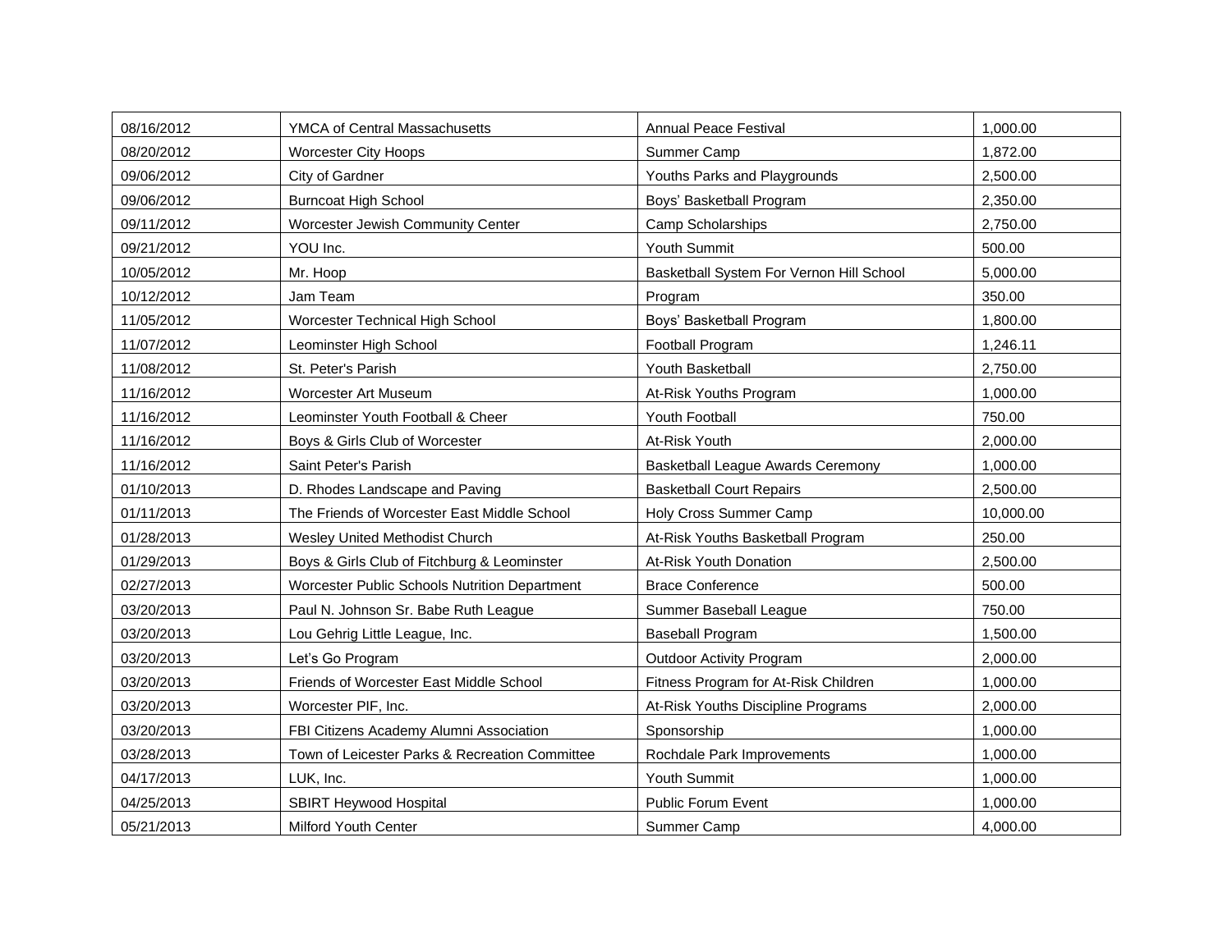| 08/16/2012 | YMCA of Central Massachusetts | Annual Peace Festival | 1,000.00 |
|---|---|---|---|
| 08/20/2012 | Worcester City Hoops | Summer Camp | 1,872.00 |
| 09/06/2012 | City of Gardner | Youths Parks and Playgrounds | 2,500.00 |
| 09/06/2012 | Burncoat High School | Boys' Basketball Program | 2,350.00 |
| 09/11/2012 | Worcester Jewish Community Center | Camp Scholarships | 2,750.00 |
| 09/21/2012 | YOU Inc. | Youth Summit | 500.00 |
| 10/05/2012 | Mr. Hoop | Basketball System For Vernon Hill School | 5,000.00 |
| 10/12/2012 | Jam Team | Program | 350.00 |
| 11/05/2012 | Worcester Technical High School | Boys' Basketball Program | 1,800.00 |
| 11/07/2012 | Leominster High School | Football Program | 1,246.11 |
| 11/08/2012 | St. Peter's Parish | Youth Basketball | 2,750.00 |
| 11/16/2012 | Worcester Art Museum | At-Risk Youths Program | 1,000.00 |
| 11/16/2012 | Leominster Youth Football & Cheer | Youth Football | 750.00 |
| 11/16/2012 | Boys & Girls Club of Worcester | At-Risk Youth | 2,000.00 |
| 11/16/2012 | Saint Peter's Parish | Basketball League Awards Ceremony | 1,000.00 |
| 01/10/2013 | D. Rhodes Landscape and Paving | Basketball Court Repairs | 2,500.00 |
| 01/11/2013 | The Friends of Worcester East Middle School | Holy Cross Summer Camp | 10,000.00 |
| 01/28/2013 | Wesley United Methodist Church | At-Risk Youths Basketball Program | 250.00 |
| 01/29/2013 | Boys & Girls Club of Fitchburg & Leominster | At-Risk Youth Donation | 2,500.00 |
| 02/27/2013 | Worcester Public Schools Nutrition Department | Brace Conference | 500.00 |
| 03/20/2013 | Paul N. Johnson Sr. Babe Ruth League | Summer Baseball League | 750.00 |
| 03/20/2013 | Lou Gehrig Little League, Inc. | Baseball Program | 1,500.00 |
| 03/20/2013 | Let's Go Program | Outdoor Activity Program | 2,000.00 |
| 03/20/2013 | Friends of Worcester East Middle School | Fitness Program for At-Risk Children | 1,000.00 |
| 03/20/2013 | Worcester PIF, Inc. | At-Risk Youths Discipline Programs | 2,000.00 |
| 03/20/2013 | FBI Citizens Academy Alumni Association | Sponsorship | 1,000.00 |
| 03/28/2013 | Town of Leicester Parks & Recreation Committee | Rochdale Park Improvements | 1,000.00 |
| 04/17/2013 | LUK, Inc. | Youth Summit | 1,000.00 |
| 04/25/2013 | SBIRT Heywood Hospital | Public Forum Event | 1,000.00 |
| 05/21/2013 | Milford Youth Center | Summer Camp | 4,000.00 |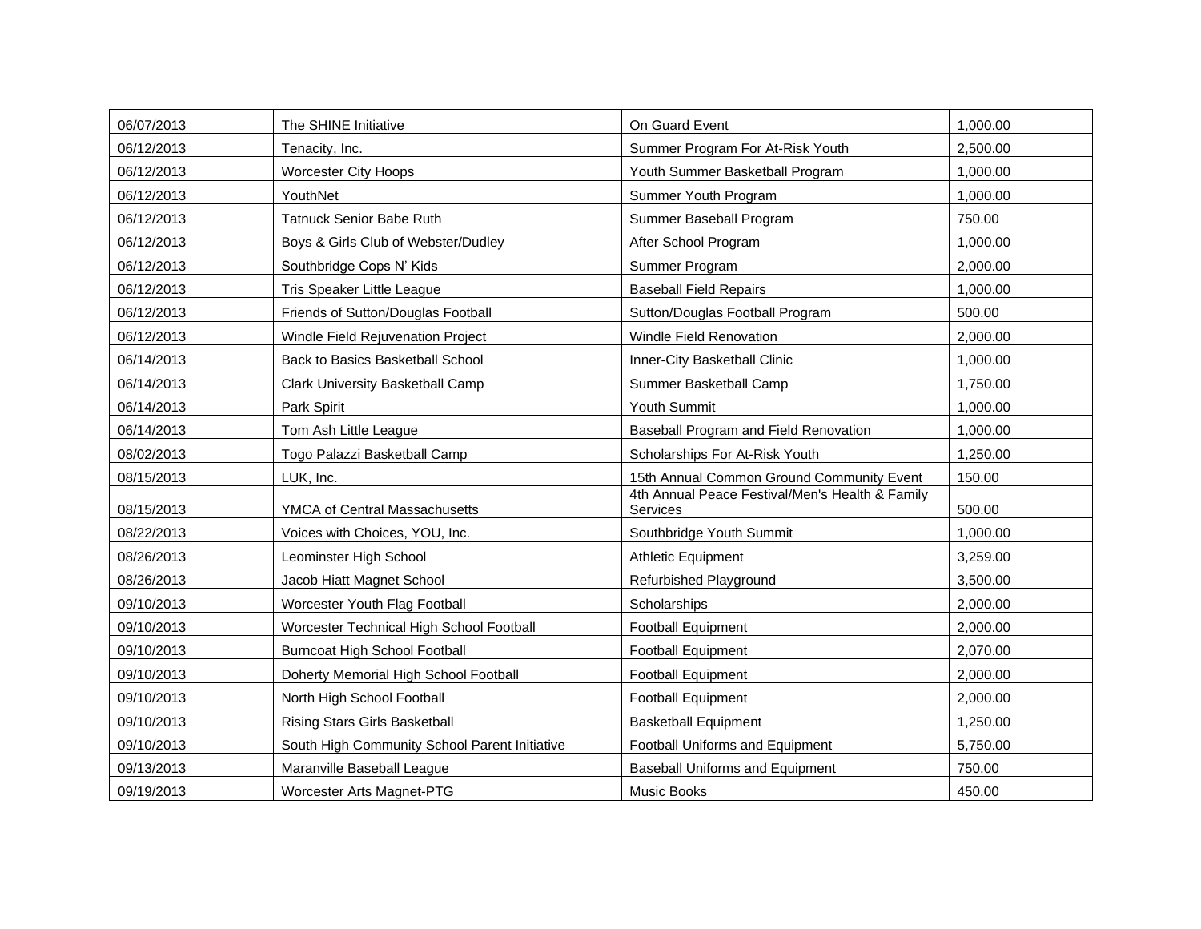| 06/07/2013 | The SHINE Initiative | On Guard Event | 1,000.00 |
|---|---|---|---|
| 06/12/2013 | Tenacity, Inc. | Summer Program For At-Risk Youth | 2,500.00 |
| 06/12/2013 | Worcester City Hoops | Youth Summer Basketball Program | 1,000.00 |
| 06/12/2013 | YouthNet | Summer Youth Program | 1,000.00 |
| 06/12/2013 | Tatnuck Senior Babe Ruth | Summer Baseball Program | 750.00 |
| 06/12/2013 | Boys & Girls Club of Webster/Dudley | After School Program | 1,000.00 |
| 06/12/2013 | Southbridge Cops N' Kids | Summer Program | 2,000.00 |
| 06/12/2013 | Tris Speaker Little League | Baseball Field Repairs | 1,000.00 |
| 06/12/2013 | Friends of Sutton/Douglas Football | Sutton/Douglas Football Program | 500.00 |
| 06/12/2013 | Windle Field Rejuvenation Project | Windle Field Renovation | 2,000.00 |
| 06/14/2013 | Back to Basics Basketball School | Inner-City Basketball Clinic | 1,000.00 |
| 06/14/2013 | Clark University Basketball Camp | Summer Basketball Camp | 1,750.00 |
| 06/14/2013 | Park Spirit | Youth Summit | 1,000.00 |
| 06/14/2013 | Tom Ash Little League | Baseball Program and Field Renovation | 1,000.00 |
| 08/02/2013 | Togo Palazzi Basketball Camp | Scholarships For At-Risk Youth | 1,250.00 |
| 08/15/2013 | LUK, Inc. | 15th Annual Common Ground Community Event | 150.00 |
| 08/15/2013 | YMCA of Central Massachusetts | 4th Annual Peace Festival/Men's Health & Family Services | 500.00 |
| 08/22/2013 | Voices with Choices, YOU, Inc. | Southbridge Youth Summit | 1,000.00 |
| 08/26/2013 | Leominster High School | Athletic Equipment | 3,259.00 |
| 08/26/2013 | Jacob Hiatt Magnet School | Refurbished Playground | 3,500.00 |
| 09/10/2013 | Worcester Youth Flag Football | Scholarships | 2,000.00 |
| 09/10/2013 | Worcester Technical High School Football | Football Equipment | 2,000.00 |
| 09/10/2013 | Burncoat High School Football | Football Equipment | 2,070.00 |
| 09/10/2013 | Doherty Memorial High School Football | Football Equipment | 2,000.00 |
| 09/10/2013 | North High School Football | Football Equipment | 2,000.00 |
| 09/10/2013 | Rising Stars Girls Basketball | Basketball Equipment | 1,250.00 |
| 09/10/2013 | South High Community School Parent Initiative | Football Uniforms and Equipment | 5,750.00 |
| 09/13/2013 | Maranville Baseball League | Baseball Uniforms and Equipment | 750.00 |
| 09/19/2013 | Worcester Arts Magnet-PTG | Music Books | 450.00 |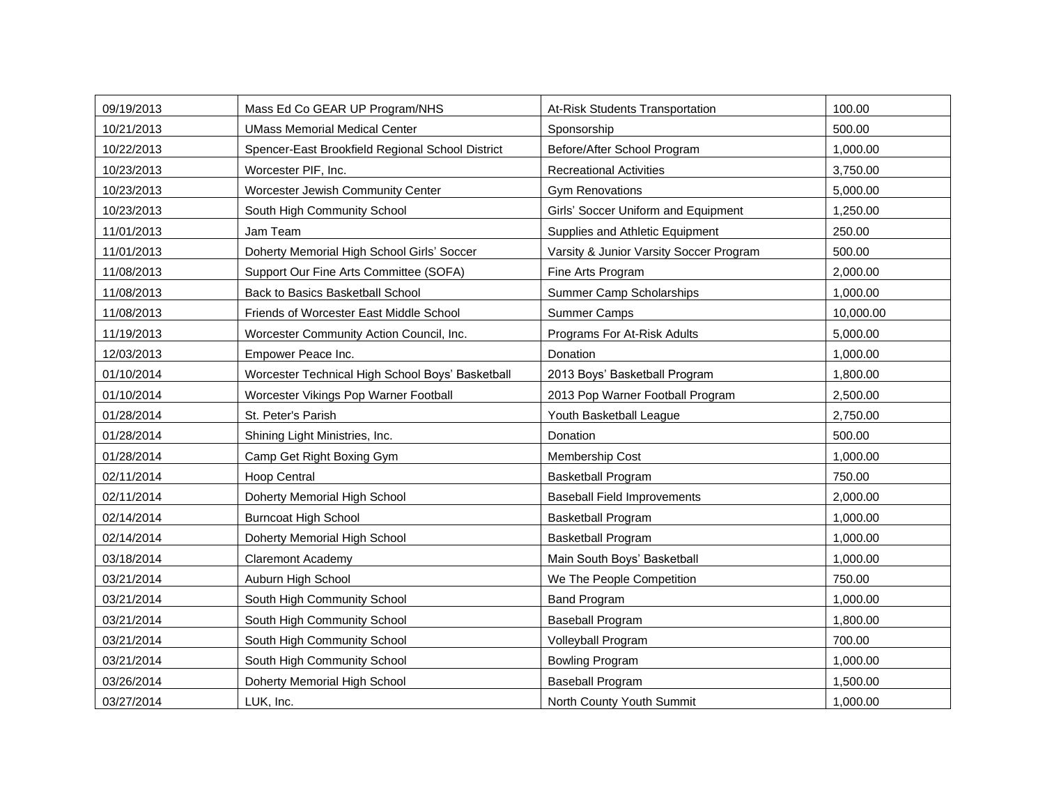| | | | |
|---|---|---|---|
| 09/19/2013 | Mass Ed Co GEAR UP Program/NHS | At-Risk Students Transportation | 100.00 |
| 10/21/2013 | UMass Memorial Medical Center | Sponsorship | 500.00 |
| 10/22/2013 | Spencer-East Brookfield Regional School District | Before/After School Program | 1,000.00 |
| 10/23/2013 | Worcester PIF, Inc. | Recreational Activities | 3,750.00 |
| 10/23/2013 | Worcester Jewish Community Center | Gym Renovations | 5,000.00 |
| 10/23/2013 | South High Community School | Girls' Soccer Uniform and Equipment | 1,250.00 |
| 11/01/2013 | Jam Team | Supplies and Athletic Equipment | 250.00 |
| 11/01/2013 | Doherty Memorial High School Girls' Soccer | Varsity & Junior Varsity Soccer Program | 500.00 |
| 11/08/2013 | Support Our Fine Arts Committee (SOFA) | Fine Arts Program | 2,000.00 |
| 11/08/2013 | Back to Basics Basketball School | Summer Camp Scholarships | 1,000.00 |
| 11/08/2013 | Friends of Worcester East Middle School | Summer Camps | 10,000.00 |
| 11/19/2013 | Worcester Community Action Council, Inc. | Programs For At-Risk Adults | 5,000.00 |
| 12/03/2013 | Empower Peace Inc. | Donation | 1,000.00 |
| 01/10/2014 | Worcester Technical High School Boys' Basketball | 2013 Boys' Basketball Program | 1,800.00 |
| 01/10/2014 | Worcester Vikings Pop Warner Football | 2013 Pop Warner Football Program | 2,500.00 |
| 01/28/2014 | St. Peter's Parish | Youth Basketball League | 2,750.00 |
| 01/28/2014 | Shining Light Ministries, Inc. | Donation | 500.00 |
| 01/28/2014 | Camp Get Right Boxing Gym | Membership Cost | 1,000.00 |
| 02/11/2014 | Hoop Central | Basketball Program | 750.00 |
| 02/11/2014 | Doherty Memorial High School | Baseball Field Improvements | 2,000.00 |
| 02/14/2014 | Burncoat High School | Basketball Program | 1,000.00 |
| 02/14/2014 | Doherty Memorial High School | Basketball Program | 1,000.00 |
| 03/18/2014 | Claremont Academy | Main South Boys' Basketball | 1,000.00 |
| 03/21/2014 | Auburn High School | We The People Competition | 750.00 |
| 03/21/2014 | South High Community School | Band Program | 1,000.00 |
| 03/21/2014 | South High Community School | Baseball Program | 1,800.00 |
| 03/21/2014 | South High Community School | Volleyball Program | 700.00 |
| 03/21/2014 | South High Community School | Bowling Program | 1,000.00 |
| 03/26/2014 | Doherty Memorial High School | Baseball Program | 1,500.00 |
| 03/27/2014 | LUK, Inc. | North County Youth Summit | 1,000.00 |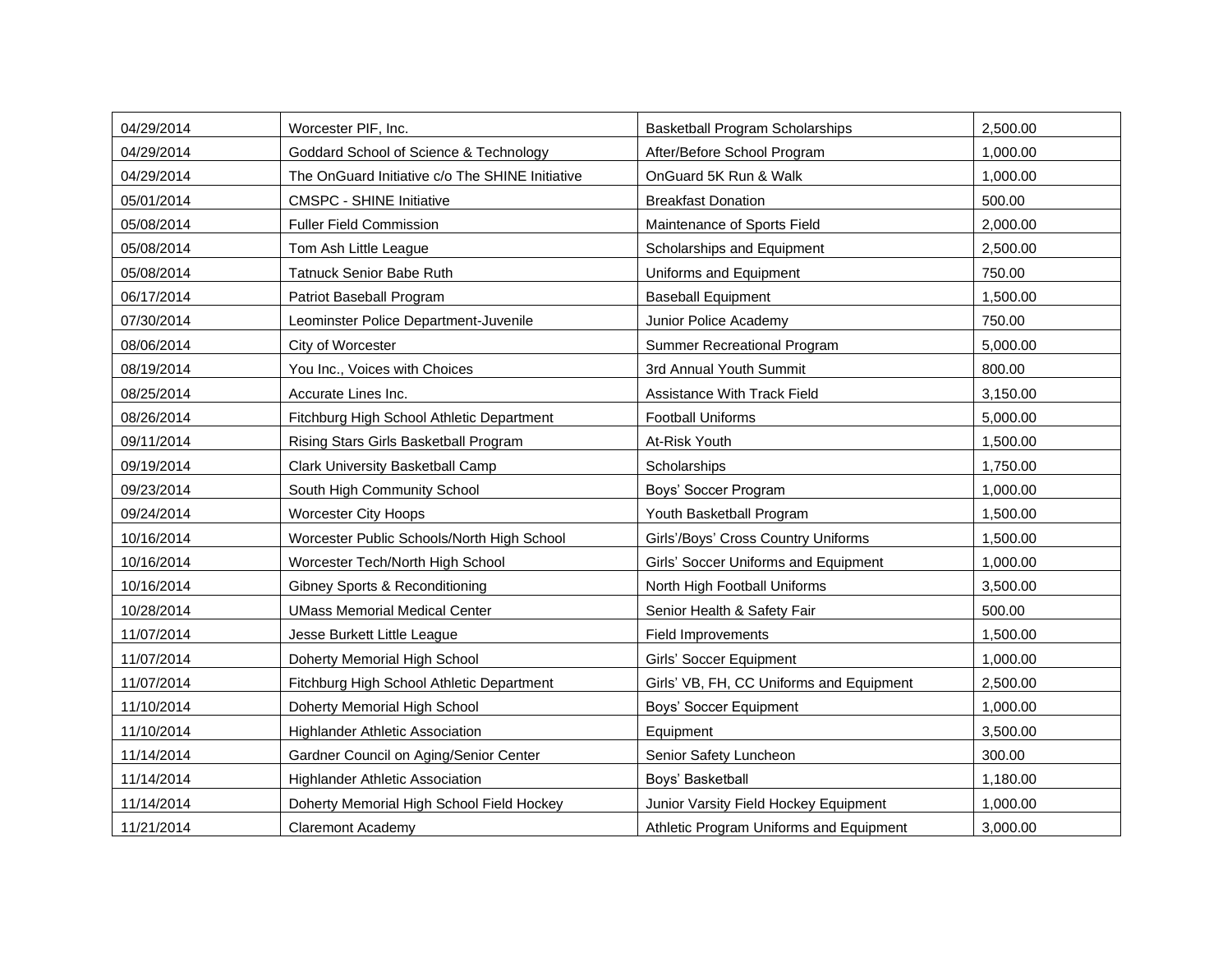| | | | |
|---|---|---|---|
| 04/29/2014 | Worcester PIF, Inc. | Basketball Program Scholarships | 2,500.00 |
| 04/29/2014 | Goddard School of Science & Technology | After/Before School Program | 1,000.00 |
| 04/29/2014 | The OnGuard Initiative c/o The SHINE Initiative | OnGuard 5K Run & Walk | 1,000.00 |
| 05/01/2014 | CMSPC - SHINE Initiative | Breakfast Donation | 500.00 |
| 05/08/2014 | Fuller Field Commission | Maintenance of Sports Field | 2,000.00 |
| 05/08/2014 | Tom Ash Little League | Scholarships and Equipment | 2,500.00 |
| 05/08/2014 | Tatnuck Senior Babe Ruth | Uniforms and Equipment | 750.00 |
| 06/17/2014 | Patriot Baseball Program | Baseball Equipment | 1,500.00 |
| 07/30/2014 | Leominster Police Department-Juvenile | Junior Police Academy | 750.00 |
| 08/06/2014 | City of Worcester | Summer Recreational Program | 5,000.00 |
| 08/19/2014 | You Inc., Voices with Choices | 3rd Annual Youth Summit | 800.00 |
| 08/25/2014 | Accurate Lines Inc. | Assistance With Track Field | 3,150.00 |
| 08/26/2014 | Fitchburg High School Athletic Department | Football Uniforms | 5,000.00 |
| 09/11/2014 | Rising Stars Girls Basketball Program | At-Risk Youth | 1,500.00 |
| 09/19/2014 | Clark University Basketball Camp | Scholarships | 1,750.00 |
| 09/23/2014 | South High Community School | Boys' Soccer Program | 1,000.00 |
| 09/24/2014 | Worcester City Hoops | Youth Basketball Program | 1,500.00 |
| 10/16/2014 | Worcester Public Schools/North High School | Girls'/Boys' Cross Country Uniforms | 1,500.00 |
| 10/16/2014 | Worcester Tech/North High School | Girls' Soccer Uniforms and Equipment | 1,000.00 |
| 10/16/2014 | Gibney Sports & Reconditioning | North High Football Uniforms | 3,500.00 |
| 10/28/2014 | UMass Memorial Medical Center | Senior Health & Safety Fair | 500.00 |
| 11/07/2014 | Jesse Burkett Little League | Field Improvements | 1,500.00 |
| 11/07/2014 | Doherty Memorial High School | Girls' Soccer Equipment | 1,000.00 |
| 11/07/2014 | Fitchburg High School Athletic Department | Girls' VB, FH, CC Uniforms and Equipment | 2,500.00 |
| 11/10/2014 | Doherty Memorial High School | Boys' Soccer Equipment | 1,000.00 |
| 11/10/2014 | Highlander Athletic Association | Equipment | 3,500.00 |
| 11/14/2014 | Gardner Council on Aging/Senior Center | Senior Safety Luncheon | 300.00 |
| 11/14/2014 | Highlander Athletic Association | Boys' Basketball | 1,180.00 |
| 11/14/2014 | Doherty Memorial High School Field Hockey | Junior Varsity Field Hockey Equipment | 1,000.00 |
| 11/21/2014 | Claremont Academy | Athletic Program Uniforms and Equipment | 3,000.00 |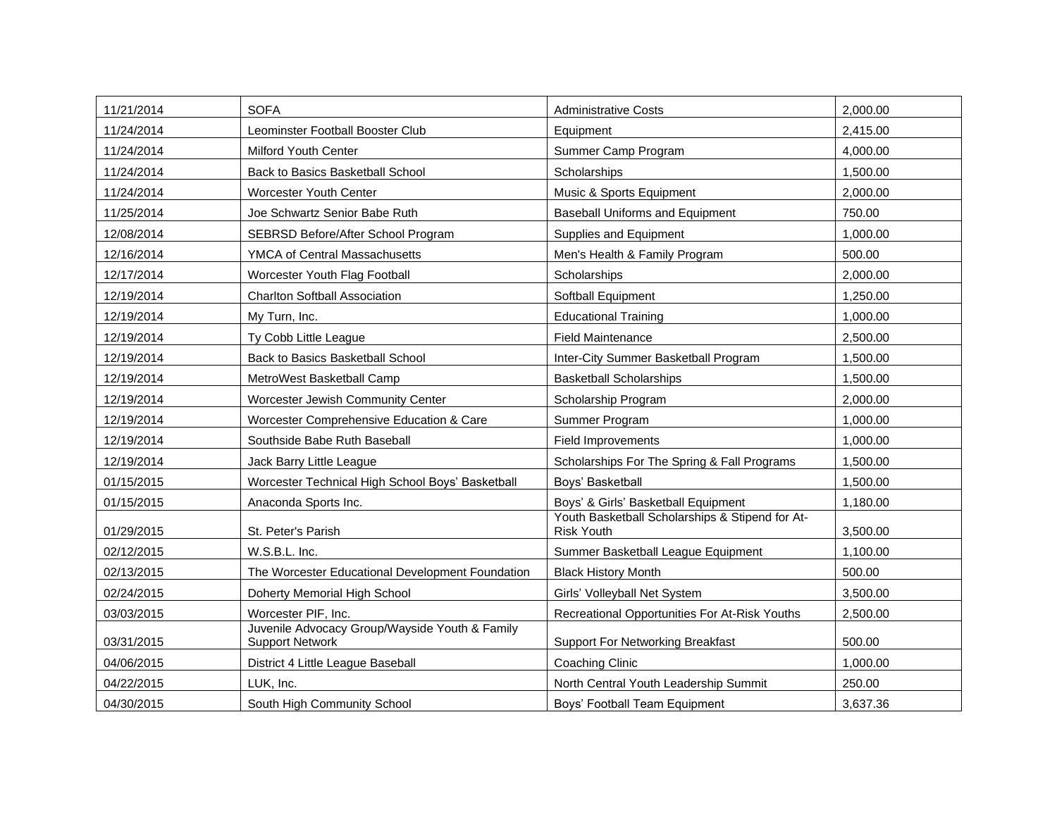| 11/21/2014 | SOFA | Administrative Costs | 2,000.00 |
|---|---|---|---|
| 11/24/2014 | Leominster Football Booster Club | Equipment | 2,415.00 |
| 11/24/2014 | Milford Youth Center | Summer Camp Program | 4,000.00 |
| 11/24/2014 | Back to Basics Basketball School | Scholarships | 1,500.00 |
| 11/24/2014 | Worcester Youth Center | Music & Sports Equipment | 2,000.00 |
| 11/25/2014 | Joe Schwartz Senior Babe Ruth | Baseball Uniforms and Equipment | 750.00 |
| 12/08/2014 | SEBRSD Before/After School Program | Supplies and Equipment | 1,000.00 |
| 12/16/2014 | YMCA of Central Massachusetts | Men's Health & Family Program | 500.00 |
| 12/17/2014 | Worcester Youth Flag Football | Scholarships | 2,000.00 |
| 12/19/2014 | Charlton Softball Association | Softball Equipment | 1,250.00 |
| 12/19/2014 | My Turn, Inc. | Educational Training | 1,000.00 |
| 12/19/2014 | Ty Cobb Little League | Field Maintenance | 2,500.00 |
| 12/19/2014 | Back to Basics Basketball School | Inter-City Summer Basketball Program | 1,500.00 |
| 12/19/2014 | MetroWest Basketball Camp | Basketball Scholarships | 1,500.00 |
| 12/19/2014 | Worcester Jewish Community Center | Scholarship Program | 2,000.00 |
| 12/19/2014 | Worcester Comprehensive Education & Care | Summer Program | 1,000.00 |
| 12/19/2014 | Southside Babe Ruth Baseball | Field Improvements | 1,000.00 |
| 12/19/2014 | Jack Barry Little League | Scholarships For The Spring & Fall Programs | 1,500.00 |
| 01/15/2015 | Worcester Technical High School Boys' Basketball | Boys' Basketball | 1,500.00 |
| 01/15/2015 | Anaconda Sports Inc. | Boys' & Girls' Basketball Equipment | 1,180.00 |
| 01/29/2015 | St. Peter's Parish | Youth Basketball Scholarships & Stipend for At-Risk Youth | 3,500.00 |
| 02/12/2015 | W.S.B.L. Inc. | Summer Basketball League Equipment | 1,100.00 |
| 02/13/2015 | The Worcester Educational Development Foundation | Black History Month | 500.00 |
| 02/24/2015 | Doherty Memorial High School | Girls' Volleyball Net System | 3,500.00 |
| 03/03/2015 | Worcester PIF, Inc. | Recreational Opportunities For At-Risk Youths | 2,500.00 |
| 03/31/2015 | Juvenile Advocacy Group/Wayside Youth & Family Support Network | Support For Networking Breakfast | 500.00 |
| 04/06/2015 | District 4 Little League Baseball | Coaching Clinic | 1,000.00 |
| 04/22/2015 | LUK, Inc. | North Central Youth Leadership Summit | 250.00 |
| 04/30/2015 | South High Community School | Boys' Football Team Equipment | 3,637.36 |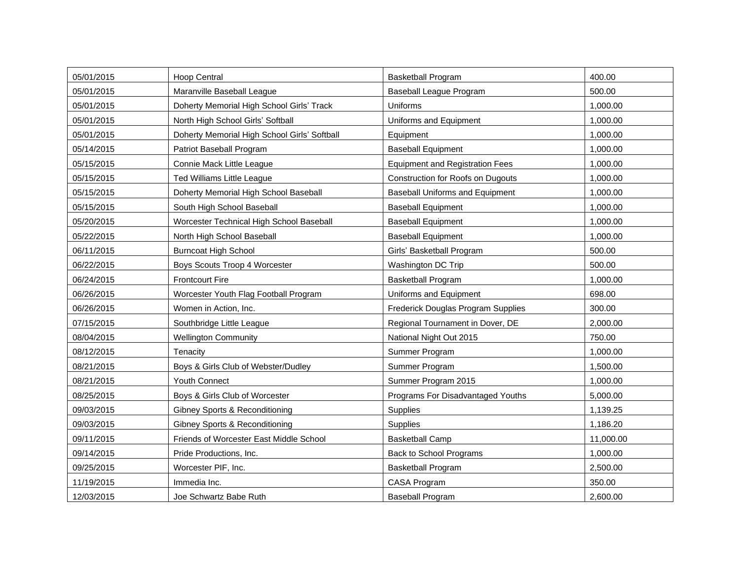| | | | |
|---|---|---|---|
| 05/01/2015 | Hoop Central | Basketball Program | 400.00 |
| 05/01/2015 | Maranville Baseball League | Baseball League Program | 500.00 |
| 05/01/2015 | Doherty Memorial High School Girls' Track | Uniforms | 1,000.00 |
| 05/01/2015 | North High School Girls' Softball | Uniforms and Equipment | 1,000.00 |
| 05/01/2015 | Doherty Memorial High School Girls' Softball | Equipment | 1,000.00 |
| 05/14/2015 | Patriot Baseball Program | Baseball Equipment | 1,000.00 |
| 05/15/2015 | Connie Mack Little League | Equipment and Registration Fees | 1,000.00 |
| 05/15/2015 | Ted Williams Little League | Construction for Roofs on Dugouts | 1,000.00 |
| 05/15/2015 | Doherty Memorial High School Baseball | Baseball Uniforms and Equipment | 1,000.00 |
| 05/15/2015 | South High School Baseball | Baseball Equipment | 1,000.00 |
| 05/20/2015 | Worcester Technical High School Baseball | Baseball Equipment | 1,000.00 |
| 05/22/2015 | North High School Baseball | Baseball Equipment | 1,000.00 |
| 06/11/2015 | Burncoat High School | Girls' Basketball Program | 500.00 |
| 06/22/2015 | Boys Scouts Troop 4 Worcester | Washington DC Trip | 500.00 |
| 06/24/2015 | Frontcourt Fire | Basketball Program | 1,000.00 |
| 06/26/2015 | Worcester Youth Flag Football Program | Uniforms and Equipment | 698.00 |
| 06/26/2015 | Women in Action, Inc. | Frederick Douglas Program Supplies | 300.00 |
| 07/15/2015 | Southbridge Little League | Regional Tournament in Dover, DE | 2,000.00 |
| 08/04/2015 | Wellington Community | National Night Out 2015 | 750.00 |
| 08/12/2015 | Tenacity | Summer Program | 1,000.00 |
| 08/21/2015 | Boys & Girls Club of Webster/Dudley | Summer Program | 1,500.00 |
| 08/21/2015 | Youth Connect | Summer Program 2015 | 1,000.00 |
| 08/25/2015 | Boys & Girls Club of Worcester | Programs For Disadvantaged Youths | 5,000.00 |
| 09/03/2015 | Gibney Sports & Reconditioning | Supplies | 1,139.25 |
| 09/03/2015 | Gibney Sports & Reconditioning | Supplies | 1,186.20 |
| 09/11/2015 | Friends of Worcester East Middle School | Basketball Camp | 11,000.00 |
| 09/14/2015 | Pride Productions, Inc. | Back to School Programs | 1,000.00 |
| 09/25/2015 | Worcester PIF, Inc. | Basketball Program | 2,500.00 |
| 11/19/2015 | Immedia Inc. | CASA Program | 350.00 |
| 12/03/2015 | Joe Schwartz Babe Ruth | Baseball Program | 2,600.00 |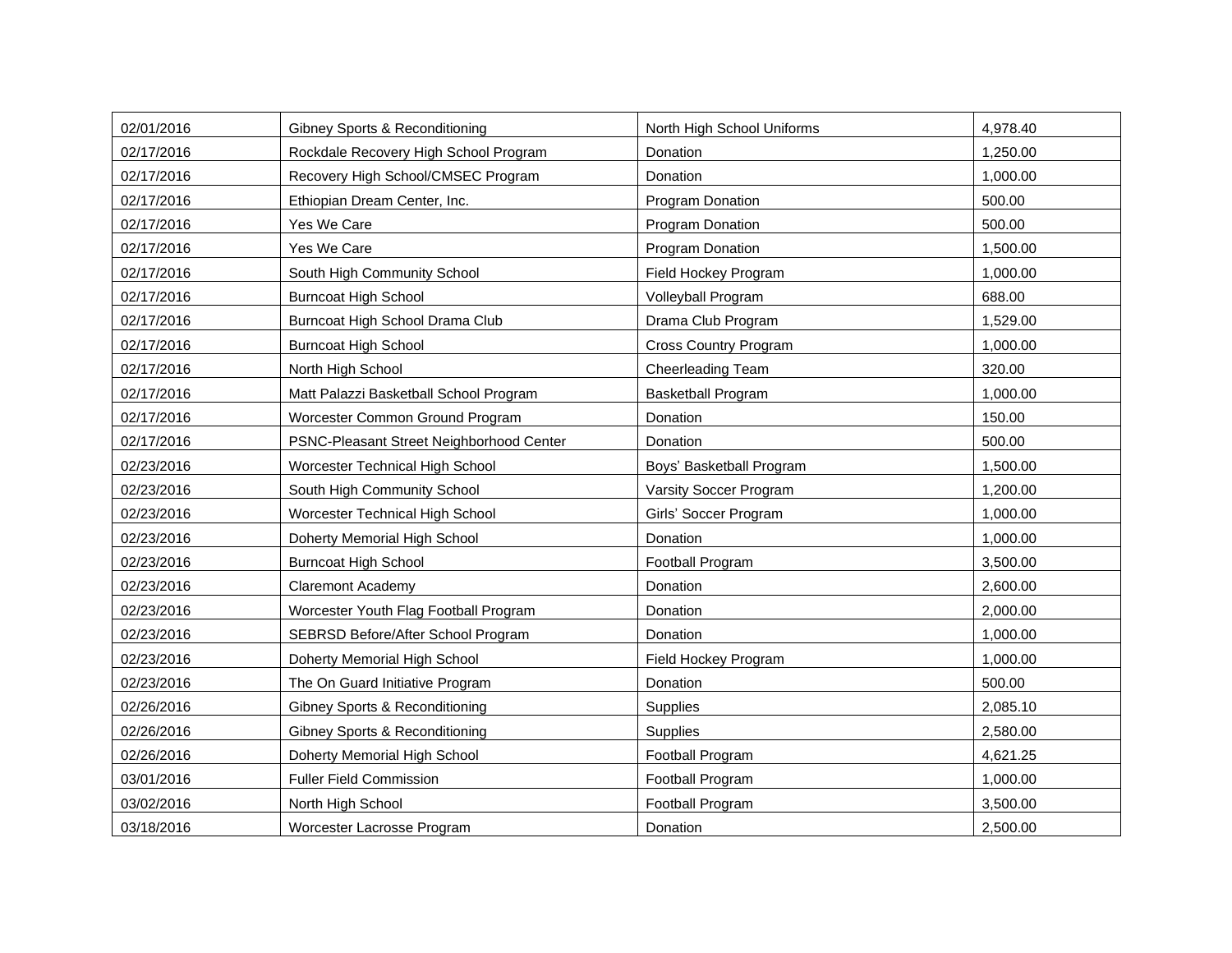| 02/01/2016 | Gibney Sports & Reconditioning | North High School Uniforms | 4,978.40 |
|---|---|---|---|
| 02/17/2016 | Rockdale Recovery High School Program | Donation | 1,250.00 |
| 02/17/2016 | Recovery High School/CMSEC Program | Donation | 1,000.00 |
| 02/17/2016 | Ethiopian Dream Center, Inc. | Program Donation | 500.00 |
| 02/17/2016 | Yes We Care | Program Donation | 500.00 |
| 02/17/2016 | Yes We Care | Program Donation | 1,500.00 |
| 02/17/2016 | South High Community School | Field Hockey Program | 1,000.00 |
| 02/17/2016 | Burncoat High School | Volleyball Program | 688.00 |
| 02/17/2016 | Burncoat High School Drama Club | Drama Club Program | 1,529.00 |
| 02/17/2016 | Burncoat High School | Cross Country Program | 1,000.00 |
| 02/17/2016 | North High School | Cheerleading Team | 320.00 |
| 02/17/2016 | Matt Palazzi Basketball School Program | Basketball Program | 1,000.00 |
| 02/17/2016 | Worcester Common Ground Program | Donation | 150.00 |
| 02/17/2016 | PSNC-Pleasant Street Neighborhood Center | Donation | 500.00 |
| 02/23/2016 | Worcester Technical High School | Boys' Basketball Program | 1,500.00 |
| 02/23/2016 | South High Community School | Varsity Soccer Program | 1,200.00 |
| 02/23/2016 | Worcester Technical High School | Girls' Soccer Program | 1,000.00 |
| 02/23/2016 | Doherty Memorial High School | Donation | 1,000.00 |
| 02/23/2016 | Burncoat High School | Football Program | 3,500.00 |
| 02/23/2016 | Claremont Academy | Donation | 2,600.00 |
| 02/23/2016 | Worcester Youth Flag Football Program | Donation | 2,000.00 |
| 02/23/2016 | SEBRSD Before/After School Program | Donation | 1,000.00 |
| 02/23/2016 | Doherty Memorial High School | Field Hockey Program | 1,000.00 |
| 02/23/2016 | The On Guard Initiative Program | Donation | 500.00 |
| 02/26/2016 | Gibney Sports & Reconditioning | Supplies | 2,085.10 |
| 02/26/2016 | Gibney Sports & Reconditioning | Supplies | 2,580.00 |
| 02/26/2016 | Doherty Memorial High School | Football Program | 4,621.25 |
| 03/01/2016 | Fuller Field Commission | Football Program | 1,000.00 |
| 03/02/2016 | North High School | Football Program | 3,500.00 |
| 03/18/2016 | Worcester Lacrosse Program | Donation | 2,500.00 |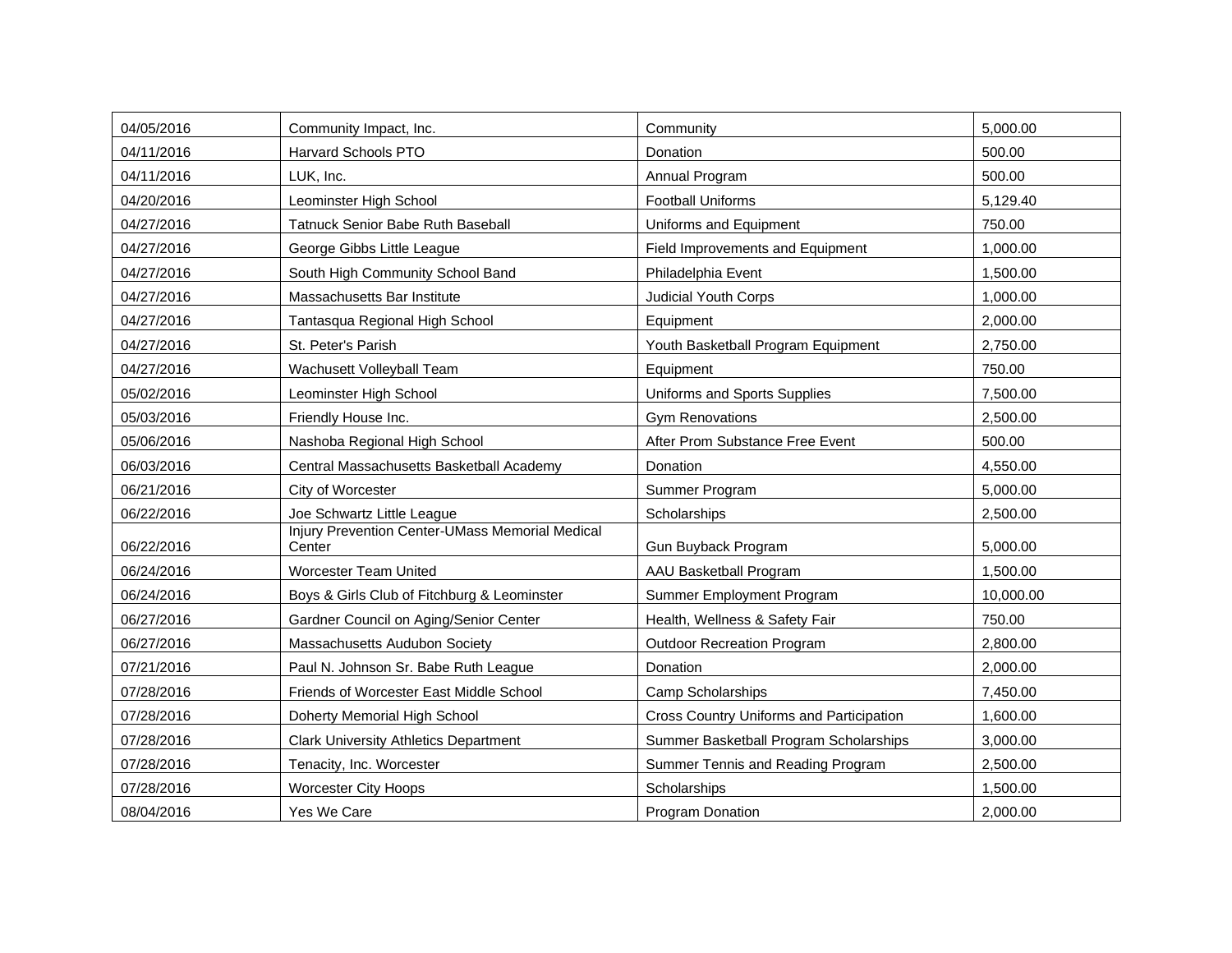| | | | |
|---|---|---|---|
| 04/05/2016 | Community Impact, Inc. | Community | 5,000.00 |
| 04/11/2016 | Harvard Schools PTO | Donation | 500.00 |
| 04/11/2016 | LUK, Inc. | Annual Program | 500.00 |
| 04/20/2016 | Leominster High School | Football Uniforms | 5,129.40 |
| 04/27/2016 | Tatnuck Senior Babe Ruth Baseball | Uniforms and Equipment | 750.00 |
| 04/27/2016 | George Gibbs Little League | Field Improvements and Equipment | 1,000.00 |
| 04/27/2016 | South High Community School Band | Philadelphia Event | 1,500.00 |
| 04/27/2016 | Massachusetts Bar Institute | Judicial Youth Corps | 1,000.00 |
| 04/27/2016 | Tantasqua Regional High School | Equipment | 2,000.00 |
| 04/27/2016 | St. Peter's Parish | Youth Basketball Program Equipment | 2,750.00 |
| 04/27/2016 | Wachusett Volleyball Team | Equipment | 750.00 |
| 05/02/2016 | Leominster High School | Uniforms and Sports Supplies | 7,500.00 |
| 05/03/2016 | Friendly House Inc. | Gym Renovations | 2,500.00 |
| 05/06/2016 | Nashoba Regional High School | After Prom Substance Free Event | 500.00 |
| 06/03/2016 | Central Massachusetts Basketball Academy | Donation | 4,550.00 |
| 06/21/2016 | City of Worcester | Summer Program | 5,000.00 |
| 06/22/2016 | Joe Schwartz Little League | Scholarships | 2,500.00 |
| 06/22/2016 | Injury Prevention Center-UMass Memorial Medical Center | Gun Buyback Program | 5,000.00 |
| 06/24/2016 | Worcester Team United | AAU Basketball Program | 1,500.00 |
| 06/24/2016 | Boys & Girls Club of Fitchburg & Leominster | Summer Employment Program | 10,000.00 |
| 06/27/2016 | Gardner Council on Aging/Senior Center | Health, Wellness & Safety Fair | 750.00 |
| 06/27/2016 | Massachusetts Audubon Society | Outdoor Recreation Program | 2,800.00 |
| 07/21/2016 | Paul N. Johnson Sr. Babe Ruth League | Donation | 2,000.00 |
| 07/28/2016 | Friends of Worcester East Middle School | Camp Scholarships | 7,450.00 |
| 07/28/2016 | Doherty Memorial High School | Cross Country Uniforms and Participation | 1,600.00 |
| 07/28/2016 | Clark University Athletics Department | Summer Basketball Program Scholarships | 3,000.00 |
| 07/28/2016 | Tenacity, Inc. Worcester | Summer Tennis and Reading Program | 2,500.00 |
| 07/28/2016 | Worcester City Hoops | Scholarships | 1,500.00 |
| 08/04/2016 | Yes We Care | Program Donation | 2,000.00 |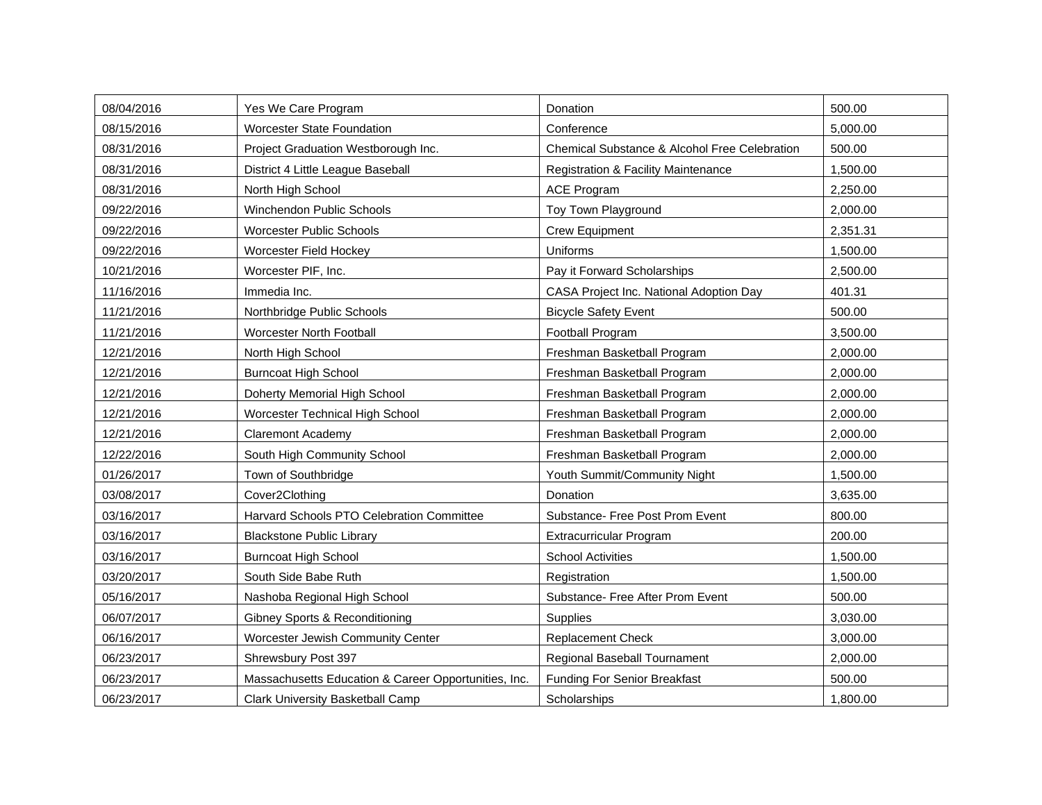| 08/04/2016 | Yes We Care Program | Donation | 500.00 |
|---|---|---|---|
| 08/15/2016 | Worcester State Foundation | Conference | 5,000.00 |
| 08/31/2016 | Project Graduation Westborough Inc. | Chemical Substance & Alcohol Free Celebration | 500.00 |
| 08/31/2016 | District 4 Little League Baseball | Registration & Facility Maintenance | 1,500.00 |
| 08/31/2016 | North High School | ACE Program | 2,250.00 |
| 09/22/2016 | Winchendon Public Schools | Toy Town Playground | 2,000.00 |
| 09/22/2016 | Worcester Public Schools | Crew Equipment | 2,351.31 |
| 09/22/2016 | Worcester Field Hockey | Uniforms | 1,500.00 |
| 10/21/2016 | Worcester PIF, Inc. | Pay it Forward Scholarships | 2,500.00 |
| 11/16/2016 | Immedia Inc. | CASA Project Inc. National Adoption Day | 401.31 |
| 11/21/2016 | Northbridge Public Schools | Bicycle Safety Event | 500.00 |
| 11/21/2016 | Worcester North Football | Football Program | 3,500.00 |
| 12/21/2016 | North High School | Freshman Basketball Program | 2,000.00 |
| 12/21/2016 | Burncoat High School | Freshman Basketball Program | 2,000.00 |
| 12/21/2016 | Doherty Memorial High School | Freshman Basketball Program | 2,000.00 |
| 12/21/2016 | Worcester Technical High School | Freshman Basketball Program | 2,000.00 |
| 12/21/2016 | Claremont Academy | Freshman Basketball Program | 2,000.00 |
| 12/22/2016 | South High Community School | Freshman Basketball Program | 2,000.00 |
| 01/26/2017 | Town of Southbridge | Youth Summit/Community Night | 1,500.00 |
| 03/08/2017 | Cover2Clothing | Donation | 3,635.00 |
| 03/16/2017 | Harvard Schools PTO Celebration Committee | Substance- Free Post Prom Event | 800.00 |
| 03/16/2017 | Blackstone Public Library | Extracurricular Program | 200.00 |
| 03/16/2017 | Burncoat High School | School Activities | 1,500.00 |
| 03/20/2017 | South Side Babe Ruth | Registration | 1,500.00 |
| 05/16/2017 | Nashoba Regional High School | Substance- Free After Prom Event | 500.00 |
| 06/07/2017 | Gibney Sports & Reconditioning | Supplies | 3,030.00 |
| 06/16/2017 | Worcester Jewish Community Center | Replacement Check | 3,000.00 |
| 06/23/2017 | Shrewsbury Post 397 | Regional Baseball Tournament | 2,000.00 |
| 06/23/2017 | Massachusetts Education & Career Opportunities, Inc. | Funding For Senior Breakfast | 500.00 |
| 06/23/2017 | Clark University Basketball Camp | Scholarships | 1,800.00 |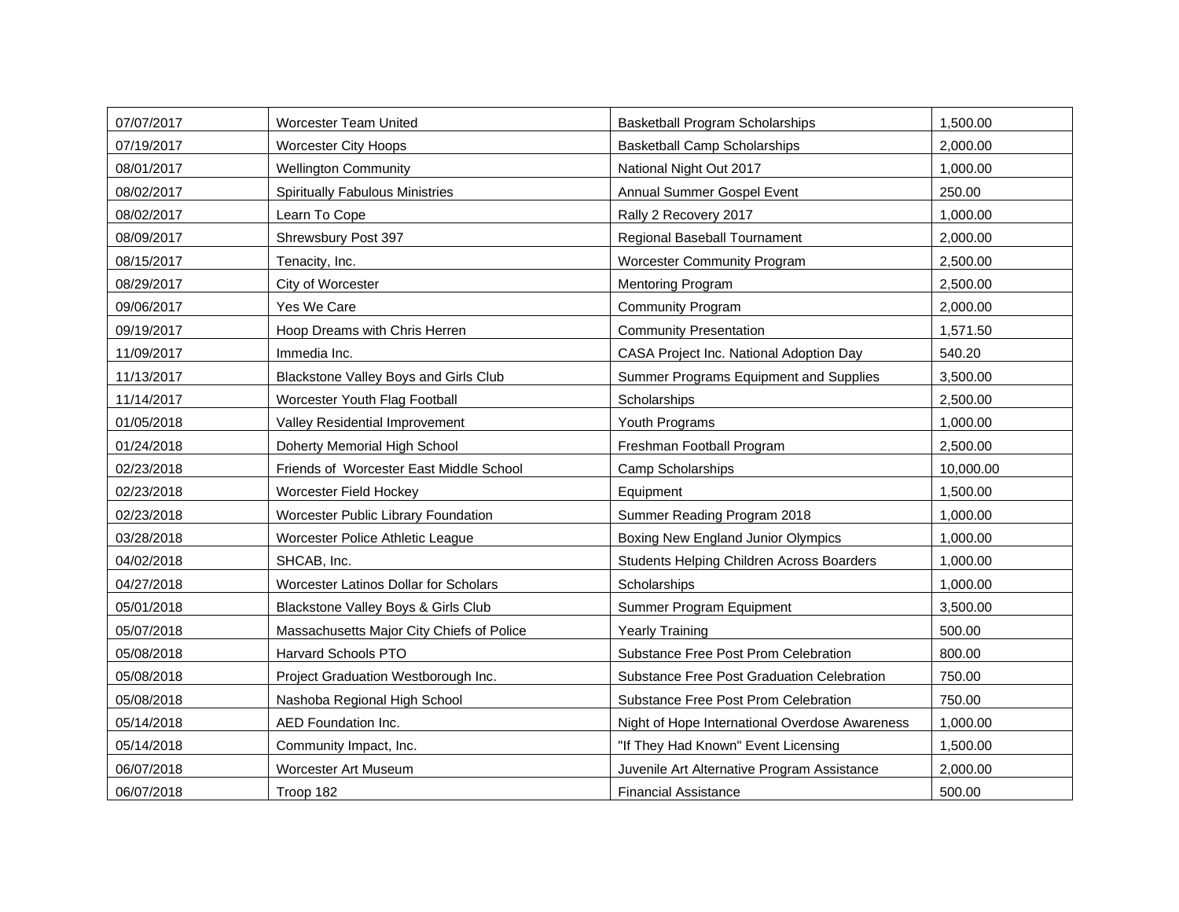| 07/07/2017 | Worcester Team United | Basketball Program Scholarships | 1,500.00 |
|---|---|---|---|
| 07/19/2017 | Worcester City Hoops | Basketball Camp Scholarships | 2,000.00 |
| 08/01/2017 | Wellington Community | National Night Out 2017 | 1,000.00 |
| 08/02/2017 | Spiritually Fabulous Ministries | Annual Summer Gospel Event | 250.00 |
| 08/02/2017 | Learn To Cope | Rally 2 Recovery 2017 | 1,000.00 |
| 08/09/2017 | Shrewsbury Post 397 | Regional Baseball Tournament | 2,000.00 |
| 08/15/2017 | Tenacity, Inc. | Worcester Community Program | 2,500.00 |
| 08/29/2017 | City of Worcester | Mentoring Program | 2,500.00 |
| 09/06/2017 | Yes We Care | Community Program | 2,000.00 |
| 09/19/2017 | Hoop Dreams with Chris Herren | Community Presentation | 1,571.50 |
| 11/09/2017 | Immedia Inc. | CASA Project Inc. National Adoption Day | 540.20 |
| 11/13/2017 | Blackstone Valley Boys and Girls Club | Summer Programs Equipment and Supplies | 3,500.00 |
| 11/14/2017 | Worcester Youth Flag Football | Scholarships | 2,500.00 |
| 01/05/2018 | Valley Residential Improvement | Youth Programs | 1,000.00 |
| 01/24/2018 | Doherty Memorial High School | Freshman Football Program | 2,500.00 |
| 02/23/2018 | Friends of Worcester East Middle School | Camp Scholarships | 10,000.00 |
| 02/23/2018 | Worcester Field Hockey | Equipment | 1,500.00 |
| 02/23/2018 | Worcester Public Library Foundation | Summer Reading Program 2018 | 1,000.00 |
| 03/28/2018 | Worcester Police Athletic League | Boxing New England Junior Olympics | 1,000.00 |
| 04/02/2018 | SHCAB, Inc. | Students Helping Children Across Boarders | 1,000.00 |
| 04/27/2018 | Worcester Latinos Dollar for Scholars | Scholarships | 1,000.00 |
| 05/01/2018 | Blackstone Valley Boys & Girls Club | Summer Program Equipment | 3,500.00 |
| 05/07/2018 | Massachusetts Major City Chiefs of Police | Yearly Training | 500.00 |
| 05/08/2018 | Harvard Schools PTO | Substance Free Post Prom Celebration | 800.00 |
| 05/08/2018 | Project Graduation Westborough Inc. | Substance Free Post Graduation Celebration | 750.00 |
| 05/08/2018 | Nashoba Regional High School | Substance Free Post Prom Celebration | 750.00 |
| 05/14/2018 | AED Foundation Inc. | Night of Hope International Overdose Awareness | 1,000.00 |
| 05/14/2018 | Community Impact, Inc. | "If They Had Known" Event Licensing | 1,500.00 |
| 06/07/2018 | Worcester Art Museum | Juvenile Art Alternative Program Assistance | 2,000.00 |
| 06/07/2018 | Troop 182 | Financial Assistance | 500.00 |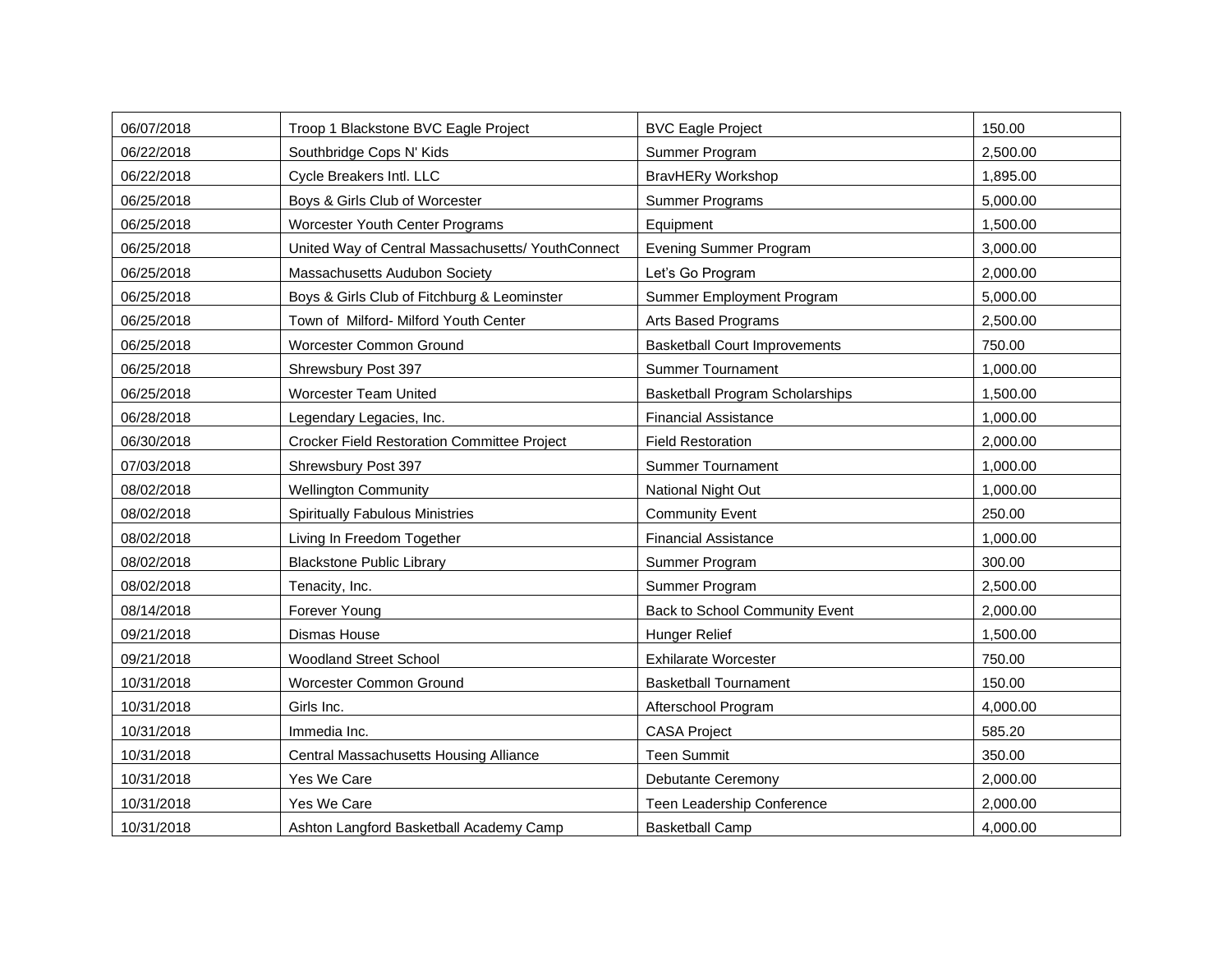| | | | |
|---|---|---|---|
| 06/07/2018 | Troop 1 Blackstone BVC Eagle Project | BVC Eagle Project | 150.00 |
| 06/22/2018 | Southbridge Cops N' Kids | Summer Program | 2,500.00 |
| 06/22/2018 | Cycle Breakers Intl. LLC | BravHERy Workshop | 1,895.00 |
| 06/25/2018 | Boys & Girls Club of Worcester | Summer Programs | 5,000.00 |
| 06/25/2018 | Worcester Youth Center Programs | Equipment | 1,500.00 |
| 06/25/2018 | United Way of Central Massachusetts/ YouthConnect | Evening Summer Program | 3,000.00 |
| 06/25/2018 | Massachusetts Audubon Society | Let's Go Program | 2,000.00 |
| 06/25/2018 | Boys & Girls Club of Fitchburg & Leominster | Summer Employment Program | 5,000.00 |
| 06/25/2018 | Town of Milford- Milford Youth Center | Arts Based Programs | 2,500.00 |
| 06/25/2018 | Worcester Common Ground | Basketball Court Improvements | 750.00 |
| 06/25/2018 | Shrewsbury Post 397 | Summer Tournament | 1,000.00 |
| 06/25/2018 | Worcester Team United | Basketball Program Scholarships | 1,500.00 |
| 06/28/2018 | Legendary Legacies, Inc. | Financial Assistance | 1,000.00 |
| 06/30/2018 | Crocker Field Restoration Committee Project | Field Restoration | 2,000.00 |
| 07/03/2018 | Shrewsbury Post 397 | Summer Tournament | 1,000.00 |
| 08/02/2018 | Wellington Community | National Night Out | 1,000.00 |
| 08/02/2018 | Spiritually Fabulous Ministries | Community Event | 250.00 |
| 08/02/2018 | Living In Freedom Together | Financial Assistance | 1,000.00 |
| 08/02/2018 | Blackstone Public Library | Summer Program | 300.00 |
| 08/02/2018 | Tenacity, Inc. | Summer Program | 2,500.00 |
| 08/14/2018 | Forever Young | Back to School Community Event | 2,000.00 |
| 09/21/2018 | Dismas House | Hunger Relief | 1,500.00 |
| 09/21/2018 | Woodland Street School | Exhilarate Worcester | 750.00 |
| 10/31/2018 | Worcester Common Ground | Basketball Tournament | 150.00 |
| 10/31/2018 | Girls Inc. | Afterschool Program | 4,000.00 |
| 10/31/2018 | Immedia Inc. | CASA Project | 585.20 |
| 10/31/2018 | Central Massachusetts Housing Alliance | Teen Summit | 350.00 |
| 10/31/2018 | Yes We Care | Debutante Ceremony | 2,000.00 |
| 10/31/2018 | Yes We Care | Teen Leadership Conference | 2,000.00 |
| 10/31/2018 | Ashton Langford Basketball Academy Camp | Basketball Camp | 4,000.00 |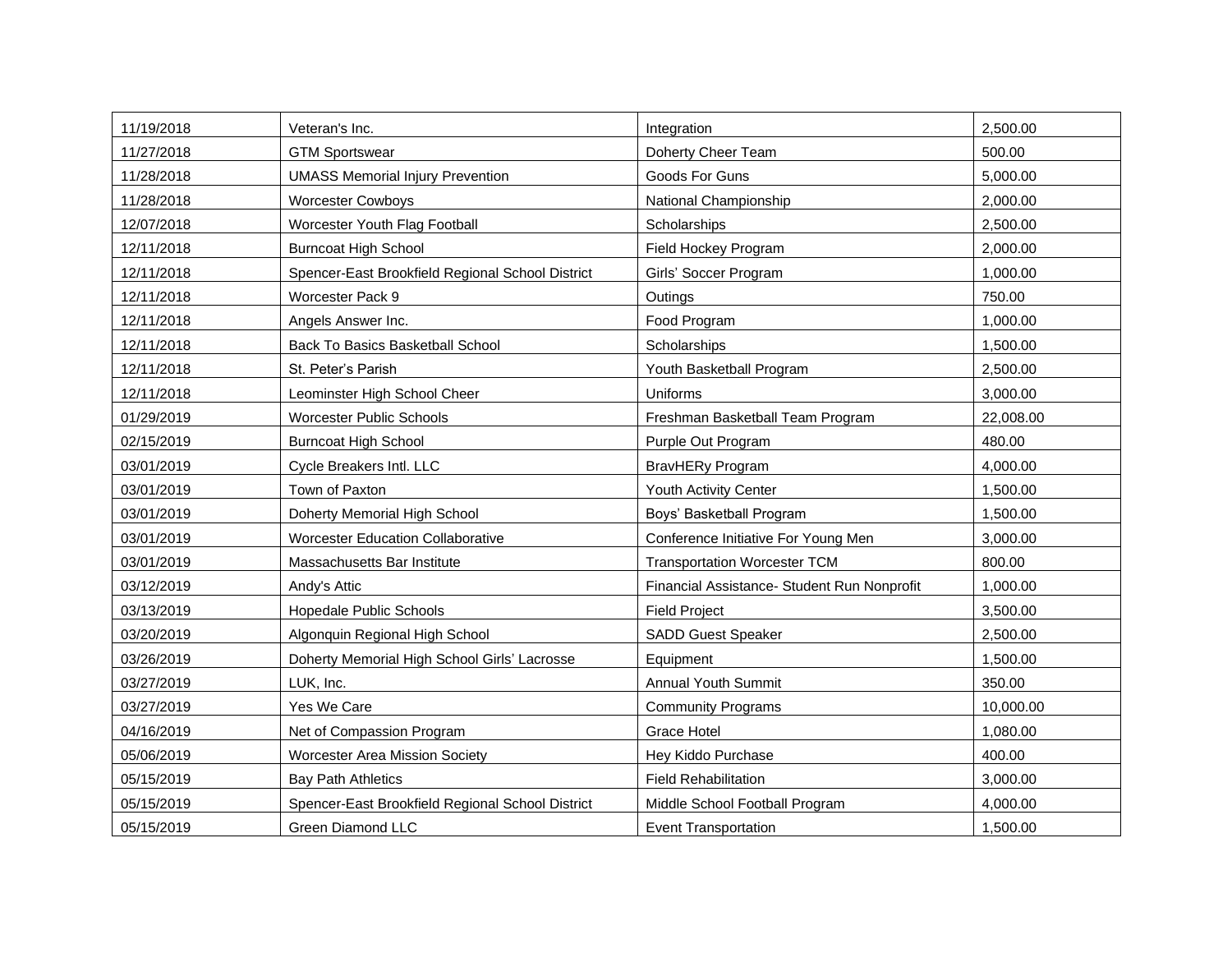| 11/19/2018 | Veteran's Inc. | Integration | 2,500.00 |
|---|---|---|---|
| 11/27/2018 | GTM Sportswear | Doherty Cheer Team | 500.00 |
| 11/28/2018 | UMASS Memorial Injury Prevention | Goods For Guns | 5,000.00 |
| 11/28/2018 | Worcester Cowboys | National Championship | 2,000.00 |
| 12/07/2018 | Worcester Youth Flag Football | Scholarships | 2,500.00 |
| 12/11/2018 | Burncoat High School | Field Hockey Program | 2,000.00 |
| 12/11/2018 | Spencer-East Brookfield Regional School District | Girls' Soccer Program | 1,000.00 |
| 12/11/2018 | Worcester Pack 9 | Outings | 750.00 |
| 12/11/2018 | Angels Answer Inc. | Food Program | 1,000.00 |
| 12/11/2018 | Back To Basics Basketball School | Scholarships | 1,500.00 |
| 12/11/2018 | St. Peter's Parish | Youth Basketball Program | 2,500.00 |
| 12/11/2018 | Leominster High School Cheer | Uniforms | 3,000.00 |
| 01/29/2019 | Worcester Public Schools | Freshman Basketball Team Program | 22,008.00 |
| 02/15/2019 | Burncoat High School | Purple Out Program | 480.00 |
| 03/01/2019 | Cycle Breakers Intl. LLC | BravHERy Program | 4,000.00 |
| 03/01/2019 | Town of Paxton | Youth Activity Center | 1,500.00 |
| 03/01/2019 | Doherty Memorial High School | Boys' Basketball Program | 1,500.00 |
| 03/01/2019 | Worcester Education Collaborative | Conference Initiative For Young Men | 3,000.00 |
| 03/01/2019 | Massachusetts Bar Institute | Transportation Worcester TCM | 800.00 |
| 03/12/2019 | Andy's Attic | Financial Assistance- Student Run Nonprofit | 1,000.00 |
| 03/13/2019 | Hopedale Public Schools | Field Project | 3,500.00 |
| 03/20/2019 | Algonquin Regional High School | SADD Guest Speaker | 2,500.00 |
| 03/26/2019 | Doherty Memorial High School Girls' Lacrosse | Equipment | 1,500.00 |
| 03/27/2019 | LUK, Inc. | Annual Youth Summit | 350.00 |
| 03/27/2019 | Yes We Care | Community Programs | 10,000.00 |
| 04/16/2019 | Net of Compassion Program | Grace Hotel | 1,080.00 |
| 05/06/2019 | Worcester Area Mission Society | Hey Kiddo Purchase | 400.00 |
| 05/15/2019 | Bay Path Athletics | Field Rehabilitation | 3,000.00 |
| 05/15/2019 | Spencer-East Brookfield Regional School District | Middle School Football Program | 4,000.00 |
| 05/15/2019 | Green Diamond LLC | Event Transportation | 1,500.00 |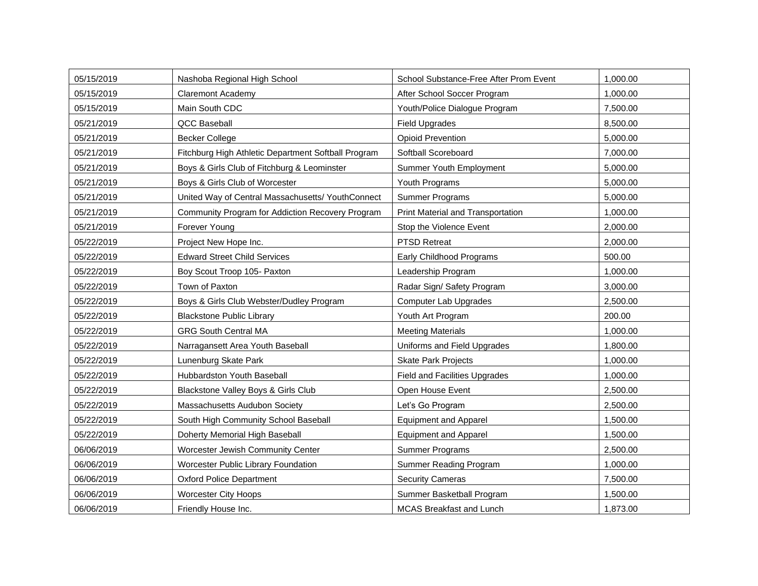| | | | |
|---|---|---|---|
| 05/15/2019 | Nashoba Regional High School | School Substance-Free After Prom Event | 1,000.00 |
| 05/15/2019 | Claremont Academy | After School Soccer Program | 1,000.00 |
| 05/15/2019 | Main South CDC | Youth/Police Dialogue Program | 7,500.00 |
| 05/21/2019 | QCC Baseball | Field Upgrades | 8,500.00 |
| 05/21/2019 | Becker College | Opioid Prevention | 5,000.00 |
| 05/21/2019 | Fitchburg High Athletic Department Softball Program | Softball Scoreboard | 7,000.00 |
| 05/21/2019 | Boys & Girls Club of Fitchburg & Leominster | Summer Youth Employment | 5,000.00 |
| 05/21/2019 | Boys & Girls Club of Worcester | Youth Programs | 5,000.00 |
| 05/21/2019 | United Way of Central Massachusetts/ YouthConnect | Summer Programs | 5,000.00 |
| 05/21/2019 | Community Program for Addiction Recovery Program | Print Material and Transportation | 1,000.00 |
| 05/21/2019 | Forever Young | Stop the Violence Event | 2,000.00 |
| 05/22/2019 | Project New Hope Inc. | PTSD Retreat | 2,000.00 |
| 05/22/2019 | Edward Street Child Services | Early Childhood Programs | 500.00 |
| 05/22/2019 | Boy Scout Troop 105- Paxton | Leadership Program | 1,000.00 |
| 05/22/2019 | Town of Paxton | Radar Sign/ Safety Program | 3,000.00 |
| 05/22/2019 | Boys & Girls Club Webster/Dudley Program | Computer Lab Upgrades | 2,500.00 |
| 05/22/2019 | Blackstone Public Library | Youth Art Program | 200.00 |
| 05/22/2019 | GRG South Central MA | Meeting Materials | 1,000.00 |
| 05/22/2019 | Narragansett Area Youth Baseball | Uniforms and Field Upgrades | 1,800.00 |
| 05/22/2019 | Lunenburg Skate Park | Skate Park Projects | 1,000.00 |
| 05/22/2019 | Hubbardston Youth Baseball | Field and Facilities Upgrades | 1,000.00 |
| 05/22/2019 | Blackstone Valley Boys & Girls Club | Open House Event | 2,500.00 |
| 05/22/2019 | Massachusetts Audubon Society | Let's Go Program | 2,500.00 |
| 05/22/2019 | South High Community School Baseball | Equipment and Apparel | 1,500.00 |
| 05/22/2019 | Doherty Memorial High Baseball | Equipment and Apparel | 1,500.00 |
| 06/06/2019 | Worcester Jewish Community Center | Summer Programs | 2,500.00 |
| 06/06/2019 | Worcester Public Library Foundation | Summer Reading Program | 1,000.00 |
| 06/06/2019 | Oxford Police Department | Security Cameras | 7,500.00 |
| 06/06/2019 | Worcester City Hoops | Summer Basketball Program | 1,500.00 |
| 06/06/2019 | Friendly House Inc. | MCAS Breakfast and Lunch | 1,873.00 |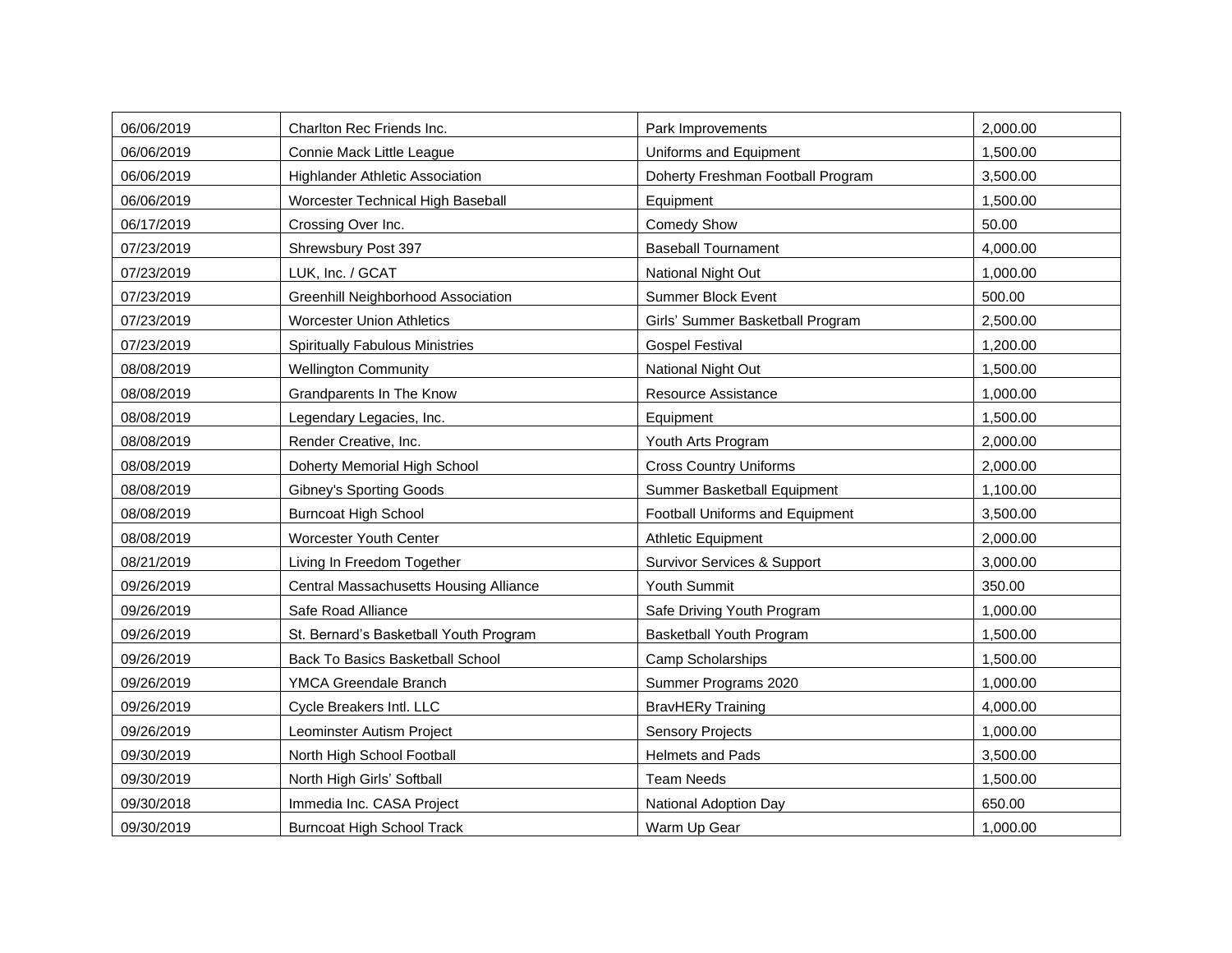| 06/06/2019 | Charlton Rec Friends Inc. | Park Improvements | 2,000.00 |
|---|---|---|---|
| 06/06/2019 | Connie Mack Little League | Uniforms and Equipment | 1,500.00 |
| 06/06/2019 | Highlander Athletic Association | Doherty Freshman Football Program | 3,500.00 |
| 06/06/2019 | Worcester Technical High Baseball | Equipment | 1,500.00 |
| 06/17/2019 | Crossing Over Inc. | Comedy Show | 50.00 |
| 07/23/2019 | Shrewsbury Post 397 | Baseball Tournament | 4,000.00 |
| 07/23/2019 | LUK, Inc. / GCAT | National Night Out | 1,000.00 |
| 07/23/2019 | Greenhill Neighborhood Association | Summer Block Event | 500.00 |
| 07/23/2019 | Worcester Union Athletics | Girls' Summer Basketball Program | 2,500.00 |
| 07/23/2019 | Spiritually Fabulous Ministries | Gospel Festival | 1,200.00 |
| 08/08/2019 | Wellington Community | National Night Out | 1,500.00 |
| 08/08/2019 | Grandparents In The Know | Resource Assistance | 1,000.00 |
| 08/08/2019 | Legendary Legacies, Inc. | Equipment | 1,500.00 |
| 08/08/2019 | Render Creative, Inc. | Youth Arts Program | 2,000.00 |
| 08/08/2019 | Doherty Memorial High School | Cross Country Uniforms | 2,000.00 |
| 08/08/2019 | Gibney's Sporting Goods | Summer Basketball Equipment | 1,100.00 |
| 08/08/2019 | Burncoat High School | Football Uniforms and Equipment | 3,500.00 |
| 08/08/2019 | Worcester Youth Center | Athletic Equipment | 2,000.00 |
| 08/21/2019 | Living In Freedom Together | Survivor Services & Support | 3,000.00 |
| 09/26/2019 | Central Massachusetts Housing Alliance | Youth Summit | 350.00 |
| 09/26/2019 | Safe Road Alliance | Safe Driving Youth Program | 1,000.00 |
| 09/26/2019 | St. Bernard's Basketball Youth Program | Basketball Youth Program | 1,500.00 |
| 09/26/2019 | Back To Basics Basketball School | Camp Scholarships | 1,500.00 |
| 09/26/2019 | YMCA Greendale Branch | Summer Programs 2020 | 1,000.00 |
| 09/26/2019 | Cycle Breakers Intl. LLC | BravHERy Training | 4,000.00 |
| 09/26/2019 | Leominster Autism Project | Sensory Projects | 1,000.00 |
| 09/30/2019 | North High School Football | Helmets and Pads | 3,500.00 |
| 09/30/2019 | North High Girls' Softball | Team Needs | 1,500.00 |
| 09/30/2018 | Immedia Inc. CASA Project | National Adoption Day | 650.00 |
| 09/30/2019 | Burncoat High School Track | Warm Up Gear | 1,000.00 |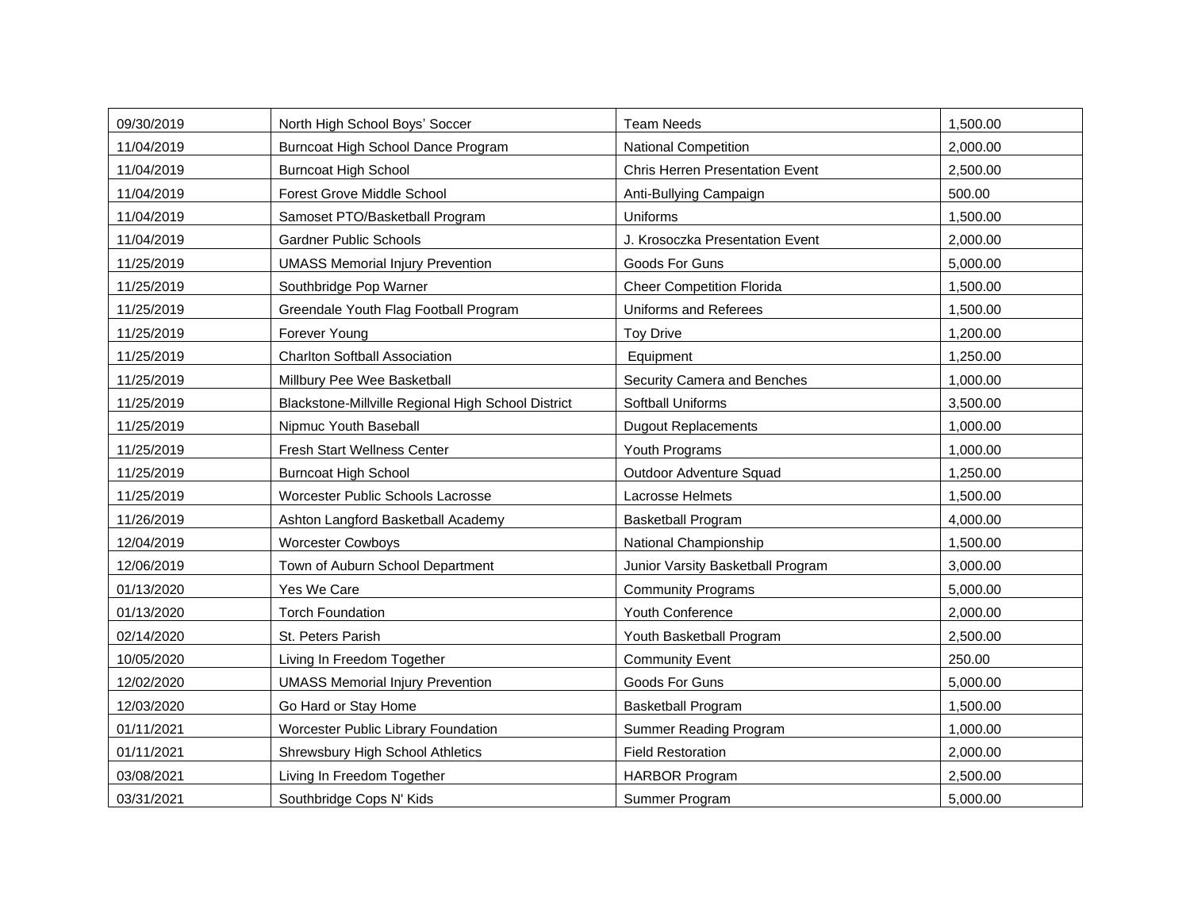| | | | |
|---|---|---|---|
| 09/30/2019 | North High School Boys' Soccer | Team Needs | 1,500.00 |
| 11/04/2019 | Burncoat High School Dance Program | National Competition | 2,000.00 |
| 11/04/2019 | Burncoat High School | Chris Herren Presentation Event | 2,500.00 |
| 11/04/2019 | Forest Grove Middle School | Anti-Bullying Campaign | 500.00 |
| 11/04/2019 | Samoset PTO/Basketball Program | Uniforms | 1,500.00 |
| 11/04/2019 | Gardner Public Schools | J. Krosoczka Presentation Event | 2,000.00 |
| 11/25/2019 | UMASS Memorial Injury Prevention | Goods For Guns | 5,000.00 |
| 11/25/2019 | Southbridge Pop Warner | Cheer Competition Florida | 1,500.00 |
| 11/25/2019 | Greendale Youth Flag Football Program | Uniforms and Referees | 1,500.00 |
| 11/25/2019 | Forever Young | Toy Drive | 1,200.00 |
| 11/25/2019 | Charlton Softball Association | Equipment | 1,250.00 |
| 11/25/2019 | Millbury Pee Wee Basketball | Security Camera and Benches | 1,000.00 |
| 11/25/2019 | Blackstone-Millville Regional High School District | Softball Uniforms | 3,500.00 |
| 11/25/2019 | Nipmuc Youth Baseball | Dugout Replacements | 1,000.00 |
| 11/25/2019 | Fresh Start Wellness Center | Youth Programs | 1,000.00 |
| 11/25/2019 | Burncoat High School | Outdoor Adventure Squad | 1,250.00 |
| 11/25/2019 | Worcester Public Schools Lacrosse | Lacrosse Helmets | 1,500.00 |
| 11/26/2019 | Ashton Langford Basketball Academy | Basketball Program | 4,000.00 |
| 12/04/2019 | Worcester Cowboys | National Championship | 1,500.00 |
| 12/06/2019 | Town of Auburn School Department | Junior Varsity Basketball Program | 3,000.00 |
| 01/13/2020 | Yes We Care | Community Programs | 5,000.00 |
| 01/13/2020 | Torch Foundation | Youth Conference | 2,000.00 |
| 02/14/2020 | St. Peters Parish | Youth Basketball Program | 2,500.00 |
| 10/05/2020 | Living In Freedom Together | Community Event | 250.00 |
| 12/02/2020 | UMASS Memorial Injury Prevention | Goods For Guns | 5,000.00 |
| 12/03/2020 | Go Hard or Stay Home | Basketball Program | 1,500.00 |
| 01/11/2021 | Worcester Public Library Foundation | Summer Reading Program | 1,000.00 |
| 01/11/2021 | Shrewsbury High School Athletics | Field Restoration | 2,000.00 |
| 03/08/2021 | Living In Freedom Together | HARBOR Program | 2,500.00 |
| 03/31/2021 | Southbridge Cops N' Kids | Summer Program | 5,000.00 |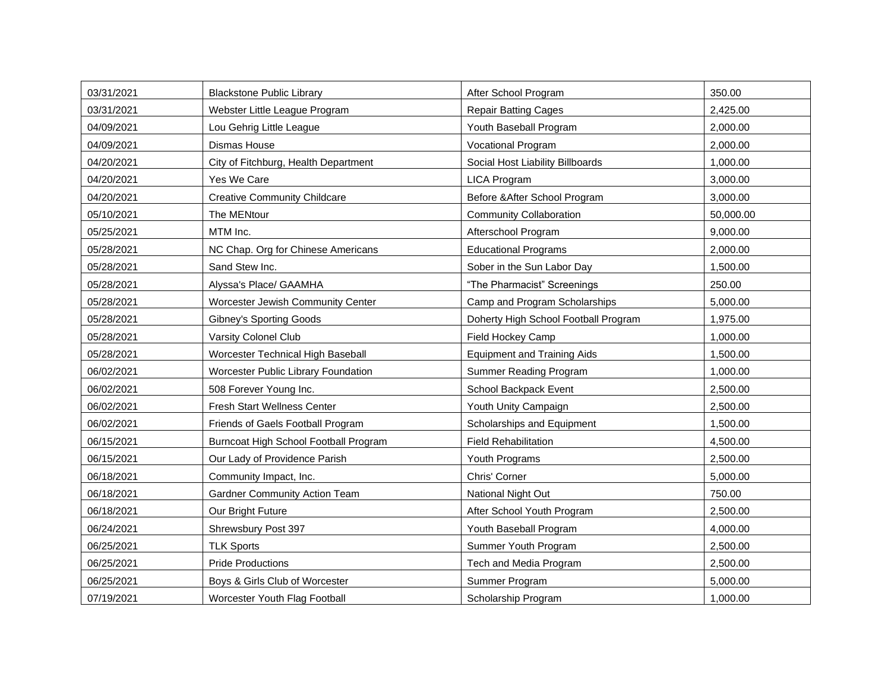| 03/31/2021 | Blackstone Public Library | After School Program | 350.00 |
|---|---|---|---|
| 03/31/2021 | Webster Little League Program | Repair Batting Cages | 2,425.00 |
| 04/09/2021 | Lou Gehrig Little League | Youth Baseball Program | 2,000.00 |
| 04/09/2021 | Dismas House | Vocational Program | 2,000.00 |
| 04/20/2021 | City of Fitchburg, Health Department | Social Host Liability Billboards | 1,000.00 |
| 04/20/2021 | Yes We Care | LICA Program | 3,000.00 |
| 04/20/2021 | Creative Community Childcare | Before &After School Program | 3,000.00 |
| 05/10/2021 | The MENtour | Community Collaboration | 50,000.00 |
| 05/25/2021 | MTM Inc. | Afterschool Program | 9,000.00 |
| 05/28/2021 | NC Chap. Org for Chinese Americans | Educational Programs | 2,000.00 |
| 05/28/2021 | Sand Stew Inc. | Sober in the Sun Labor Day | 1,500.00 |
| 05/28/2021 | Alyssa's Place/ GAAMHA | "The Pharmacist" Screenings | 250.00 |
| 05/28/2021 | Worcester Jewish Community Center | Camp and Program Scholarships | 5,000.00 |
| 05/28/2021 | Gibney's Sporting Goods | Doherty High School Football Program | 1,975.00 |
| 05/28/2021 | Varsity Colonel Club | Field Hockey Camp | 1,000.00 |
| 05/28/2021 | Worcester Technical High Baseball | Equipment and Training Aids | 1,500.00 |
| 06/02/2021 | Worcester Public Library Foundation | Summer Reading Program | 1,000.00 |
| 06/02/2021 | 508 Forever Young Inc. | School Backpack Event | 2,500.00 |
| 06/02/2021 | Fresh Start Wellness Center | Youth Unity Campaign | 2,500.00 |
| 06/02/2021 | Friends of Gaels Football Program | Scholarships and Equipment | 1,500.00 |
| 06/15/2021 | Burncoat High School Football Program | Field Rehabilitation | 4,500.00 |
| 06/15/2021 | Our Lady of Providence Parish | Youth Programs | 2,500.00 |
| 06/18/2021 | Community Impact, Inc. | Chris' Corner | 5,000.00 |
| 06/18/2021 | Gardner Community Action Team | National Night Out | 750.00 |
| 06/18/2021 | Our Bright Future | After School Youth Program | 2,500.00 |
| 06/24/2021 | Shrewsbury Post 397 | Youth Baseball Program | 4,000.00 |
| 06/25/2021 | TLK Sports | Summer Youth Program | 2,500.00 |
| 06/25/2021 | Pride Productions | Tech and Media Program | 2,500.00 |
| 06/25/2021 | Boys & Girls Club of Worcester | Summer Program | 5,000.00 |
| 07/19/2021 | Worcester Youth Flag Football | Scholarship Program | 1,000.00 |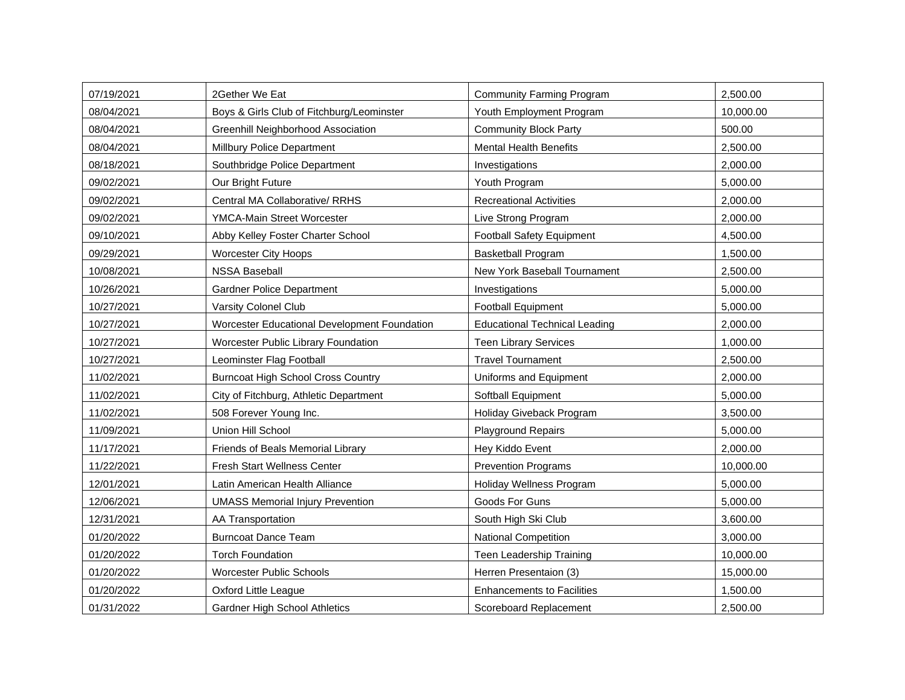| 07/19/2021 | 2Gether We Eat | Community Farming Program | 2,500.00 |
|---|---|---|---|
| 08/04/2021 | Boys & Girls Club of Fitchburg/Leominster | Youth Employment Program | 10,000.00 |
| 08/04/2021 | Greenhill Neighborhood Association | Community Block Party | 500.00 |
| 08/04/2021 | Millbury Police Department | Mental Health Benefits | 2,500.00 |
| 08/18/2021 | Southbridge Police Department | Investigations | 2,000.00 |
| 09/02/2021 | Our Bright Future | Youth Program | 5,000.00 |
| 09/02/2021 | Central MA Collaborative/ RRHS | Recreational Activities | 2,000.00 |
| 09/02/2021 | YMCA-Main Street Worcester | Live Strong Program | 2,000.00 |
| 09/10/2021 | Abby Kelley Foster Charter School | Football Safety Equipment | 4,500.00 |
| 09/29/2021 | Worcester City Hoops | Basketball Program | 1,500.00 |
| 10/08/2021 | NSSA Baseball | New York Baseball Tournament | 2,500.00 |
| 10/26/2021 | Gardner Police Department | Investigations | 5,000.00 |
| 10/27/2021 | Varsity Colonel Club | Football Equipment | 5,000.00 |
| 10/27/2021 | Worcester Educational Development Foundation | Educational Technical Leading | 2,000.00 |
| 10/27/2021 | Worcester Public Library Foundation | Teen Library Services | 1,000.00 |
| 10/27/2021 | Leominster Flag Football | Travel Tournament | 2,500.00 |
| 11/02/2021 | Burncoat High School Cross Country | Uniforms and Equipment | 2,000.00 |
| 11/02/2021 | City of Fitchburg, Athletic Department | Softball Equipment | 5,000.00 |
| 11/02/2021 | 508 Forever Young Inc. | Holiday Giveback Program | 3,500.00 |
| 11/09/2021 | Union Hill School | Playground Repairs | 5,000.00 |
| 11/17/2021 | Friends of Beals Memorial Library | Hey Kiddo Event | 2,000.00 |
| 11/22/2021 | Fresh Start Wellness Center | Prevention Programs | 10,000.00 |
| 12/01/2021 | Latin American Health Alliance | Holiday Wellness Program | 5,000.00 |
| 12/06/2021 | UMASS Memorial Injury Prevention | Goods For Guns | 5,000.00 |
| 12/31/2021 | AA Transportation | South High Ski Club | 3,600.00 |
| 01/20/2022 | Burncoat Dance Team | National Competition | 3,000.00 |
| 01/20/2022 | Torch Foundation | Teen Leadership Training | 10,000.00 |
| 01/20/2022 | Worcester Public Schools | Herren Presentaion (3) | 15,000.00 |
| 01/20/2022 | Oxford Little League | Enhancements to Facilities | 1,500.00 |
| 01/31/2022 | Gardner High School Athletics | Scoreboard Replacement | 2,500.00 |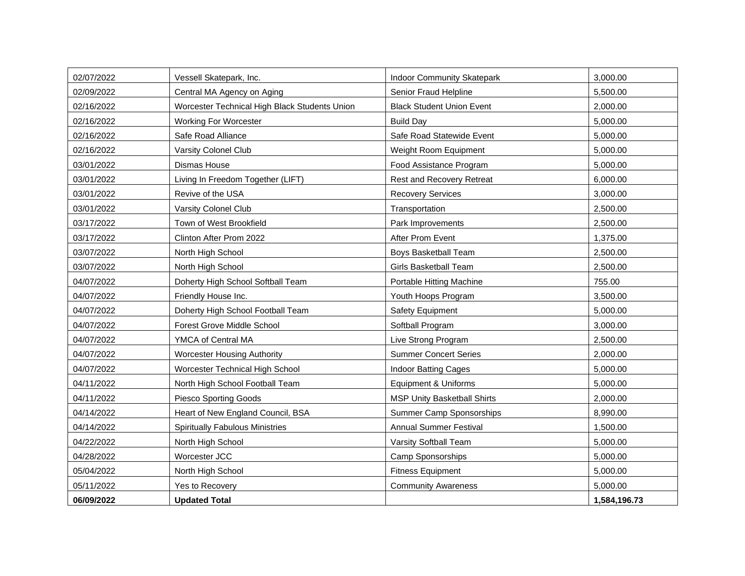| | | | |
|---|---|---|---|
| 02/07/2022 | Vessell Skatepark, Inc. | Indoor Community Skatepark | 3,000.00 |
| 02/09/2022 | Central MA Agency on Aging | Senior Fraud Helpline | 5,500.00 |
| 02/16/2022 | Worcester Technical High Black Students Union | Black Student Union Event | 2,000.00 |
| 02/16/2022 | Working For Worcester | Build Day | 5,000.00 |
| 02/16/2022 | Safe Road Alliance | Safe Road Statewide Event | 5,000.00 |
| 02/16/2022 | Varsity Colonel Club | Weight Room Equipment | 5,000.00 |
| 03/01/2022 | Dismas House | Food Assistance Program | 5,000.00 |
| 03/01/2022 | Living In Freedom Together (LIFT) | Rest and Recovery Retreat | 6,000.00 |
| 03/01/2022 | Revive of the USA | Recovery Services | 3,000.00 |
| 03/01/2022 | Varsity Colonel Club | Transportation | 2,500.00 |
| 03/17/2022 | Town of West Brookfield | Park Improvements | 2,500.00 |
| 03/17/2022 | Clinton After Prom 2022 | After Prom Event | 1,375.00 |
| 03/07/2022 | North High School | Boys Basketball Team | 2,500.00 |
| 03/07/2022 | North High School | Girls Basketball Team | 2,500.00 |
| 04/07/2022 | Doherty High School Softball Team | Portable Hitting Machine | 755.00 |
| 04/07/2022 | Friendly House Inc. | Youth Hoops Program | 3,500.00 |
| 04/07/2022 | Doherty High School Football Team | Safety Equipment | 5,000.00 |
| 04/07/2022 | Forest Grove Middle School | Softball Program | 3,000.00 |
| 04/07/2022 | YMCA of Central MA | Live Strong Program | 2,500.00 |
| 04/07/2022 | Worcester Housing Authority | Summer Concert Series | 2,000.00 |
| 04/07/2022 | Worcester Technical High School | Indoor Batting Cages | 5,000.00 |
| 04/11/2022 | North High School Football Team | Equipment & Uniforms | 5,000.00 |
| 04/11/2022 | Piesco Sporting Goods | MSP Unity Basketball Shirts | 2,000.00 |
| 04/14/2022 | Heart of New England Council, BSA | Summer Camp Sponsorships | 8,990.00 |
| 04/14/2022 | Spiritually Fabulous Ministries | Annual Summer Festival | 1,500.00 |
| 04/22/2022 | North High School | Varsity Softball Team | 5,000.00 |
| 04/28/2022 | Worcester JCC | Camp Sponsorships | 5,000.00 |
| 05/04/2022 | North High School | Fitness Equipment | 5,000.00 |
| 05/11/2022 | Yes to Recovery | Community Awareness | 5,000.00 |
| **06/09/2022** | **Updated Total** | | **1,584,196.73** |